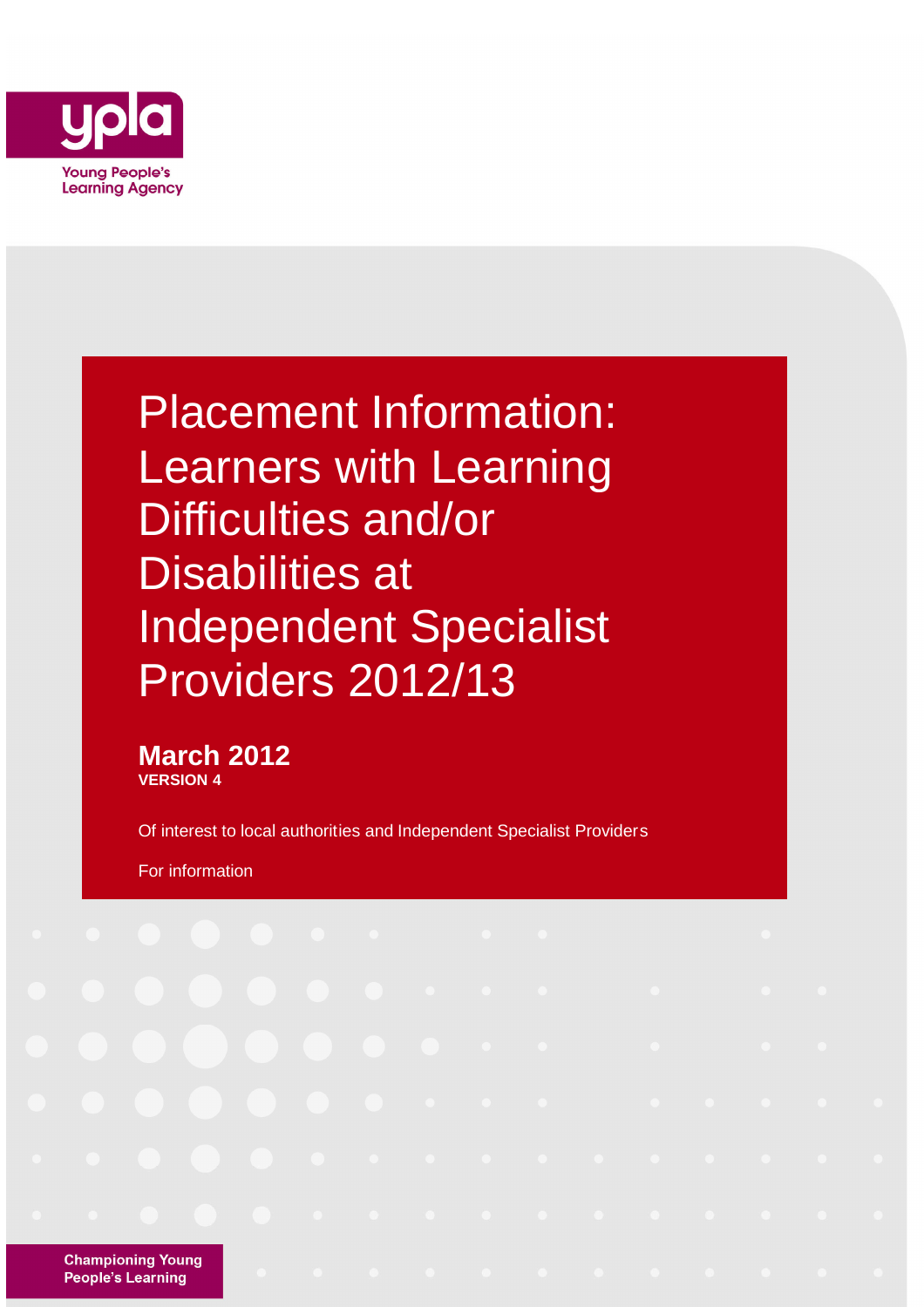ypla

Young People's Learning Agency

# Placement Information: Learners with Learning Difficulties and/or Disabilities at Independent Specialist Providers 2012/13

**March 2012**
**VERSION 4**

Of interest to local authorities and Independent Specialist Providers

For information

**Championing Young People's Learning**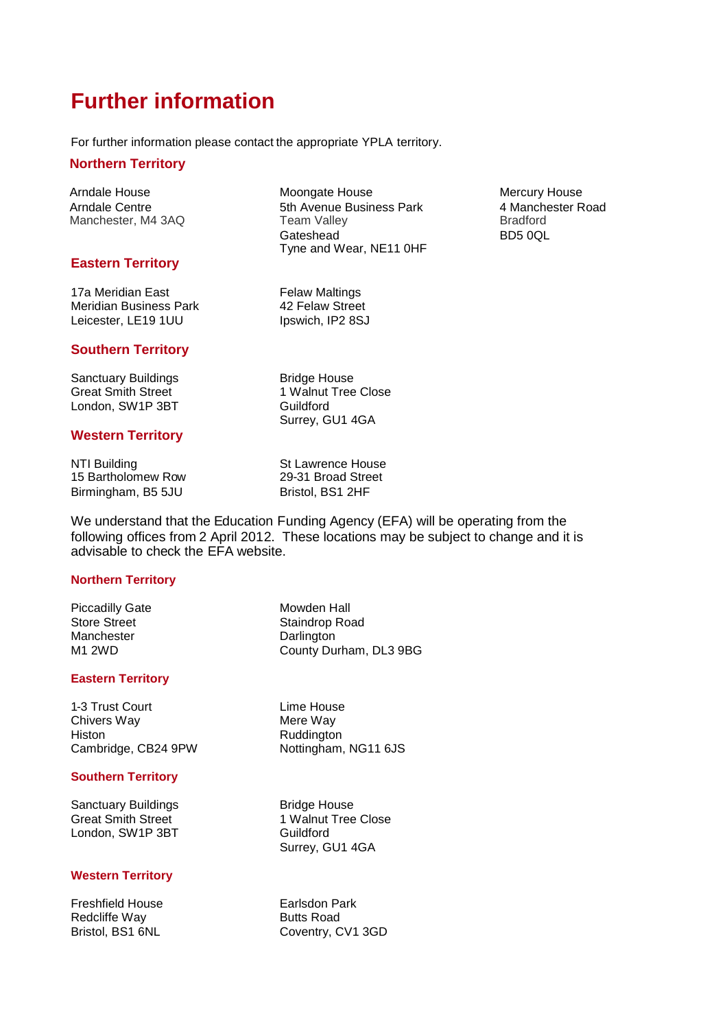# Further information

For further information please contact the appropriate YPLA territory.

## Northern Territory

Arndale House
Arndale Centre
Manchester, M4 3AQ

Moongate House
5th Avenue Business Park
Team Valley
Gateshead
Tyne and Wear, NE11 0HF

Mercury House
4 Manchester Road
Bradford
BD5 0QL

## Eastern Territory

17a Meridian East
Meridian Business Park
Leicester, LE19 1UU

Felaw Maltings
42 Felaw Street
Ipswich, IP2 8SJ

## Southern Territory

Sanctuary Buildings
Great Smith Street
London, SW1P 3BT

Bridge House
1 Walnut Tree Close
Guildford
Surrey, GU1 4GA

## Western Territory

NTI Building
15 Bartholomew Row
Birmingham, B5 5JU

St Lawrence House
29-31 Broad Street
Bristol, BS1 2HF

We understand that the Education Funding Agency (EFA) will be operating from the following offices from 2 April 2012. These locations may be subject to change and it is advisable to check the EFA website.

### Northern Territory

Piccadilly Gate
Store Street
Manchester
M1 2WD

Mowden Hall
Staindrop Road
Darlington
County Durham, DL3 9BG

### Eastern Territory

1-3 Trust Court
Chivers Way
Histon
Cambridge, CB24 9PW

Lime House
Mere Way
Ruddington
Nottingham, NG11 6JS

### Southern Territory

Sanctuary Buildings
Great Smith Street
London, SW1P 3BT

Bridge House
1 Walnut Tree Close
Guildford
Surrey, GU1 4GA

### Western Territory

Freshfield House
Redcliffe Way
Bristol, BS1 6NL

Earlsdon Park
Butts Road
Coventry, CV1 3GD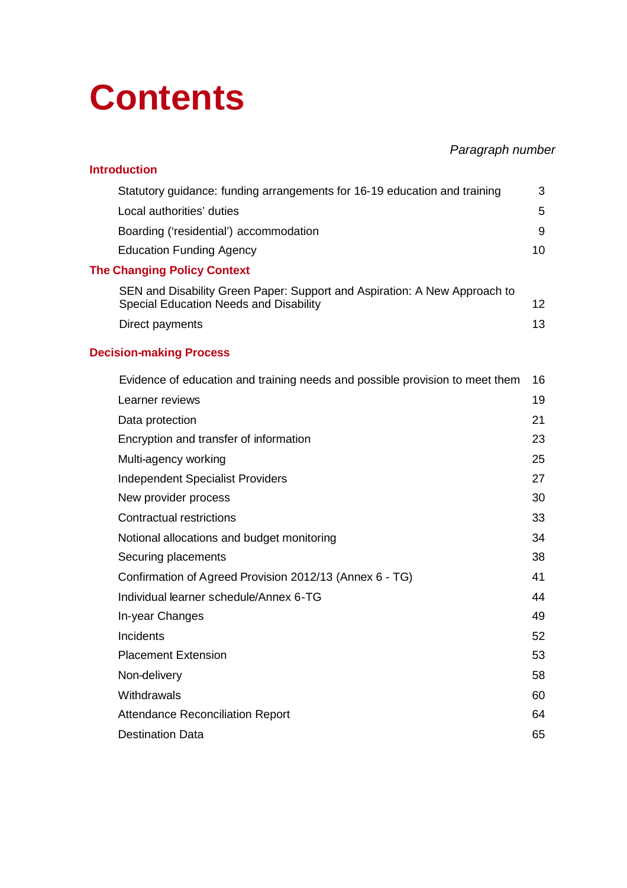# Contents

| | *Paragraph number* |
|---|---|
| **Introduction** | |
| Statutory guidance: funding arrangements for 16-19 education and training | 3 |
| Local authorities' duties | 5 |
| Boarding ('residential') accommodation | 9 |
| Education Funding Agency | 10 |
| **The Changing Policy Context** | |
| SEN and Disability Green Paper: Support and Aspiration: A New Approach to Special Education Needs and Disability | 12 |
| Direct payments | 13 |
| **Decision-making Process** | |
| Evidence of education and training needs and possible provision to meet them | 16 |
| Learner reviews | 19 |
| Data protection | 21 |
| Encryption and transfer of information | 23 |
| Multi-agency working | 25 |
| Independent Specialist Providers | 27 |
| New provider process | 30 |
| Contractual restrictions | 33 |
| Notional allocations and budget monitoring | 34 |
| Securing placements | 38 |
| Confirmation of Agreed Provision 2012/13 (Annex 6 - TG) | 41 |
| Individual learner schedule/Annex 6-TG | 44 |
| In-year Changes | 49 |
| Incidents | 52 |
| Placement Extension | 53 |
| Non-delivery | 58 |
| Withdrawals | 60 |
| Attendance Reconciliation Report | 64 |
| Destination Data | 65 |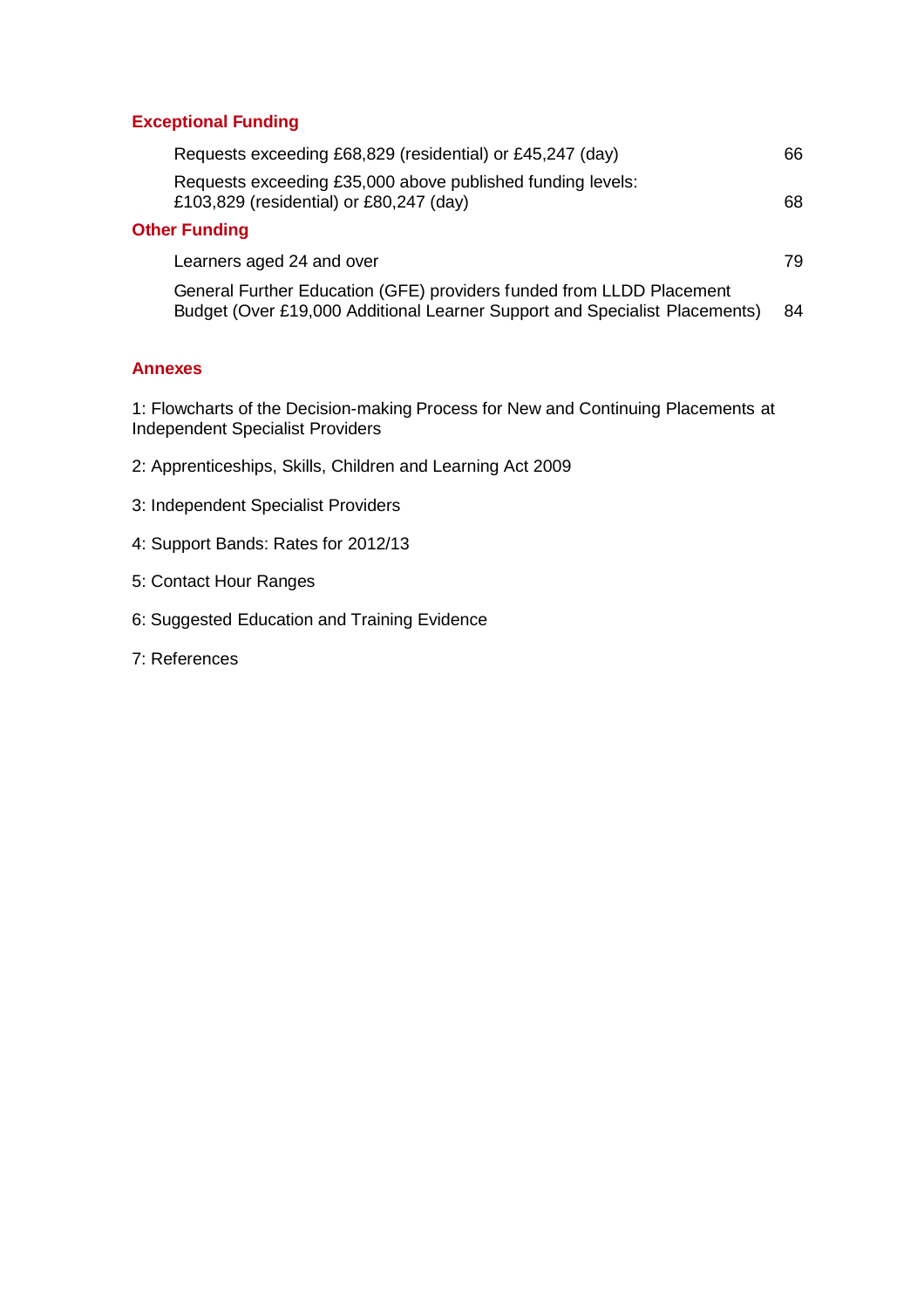**Exceptional Funding**

| | |
|---|---|
| Requests exceeding £68,829 (residential) or £45,247 (day) | 66 |
| Requests exceeding £35,000 above published funding levels: £103,829 (residential) or £80,247 (day) | 68 |

**Other Funding**

| | |
|---|---|
| Learners aged 24 and over | 79 |
| General Further Education (GFE) providers funded from LLDD Placement Budget (Over £19,000 Additional Learner Support and Specialist Placements) | 84 |

**Annexes**

1: Flowcharts of the Decision-making Process for New and Continuing Placements at Independent Specialist Providers

2: Apprenticeships, Skills, Children and Learning Act 2009

3: Independent Specialist Providers

4: Support Bands: Rates for 2012/13

5: Contact Hour Ranges

6: Suggested Education and Training Evidence

7: References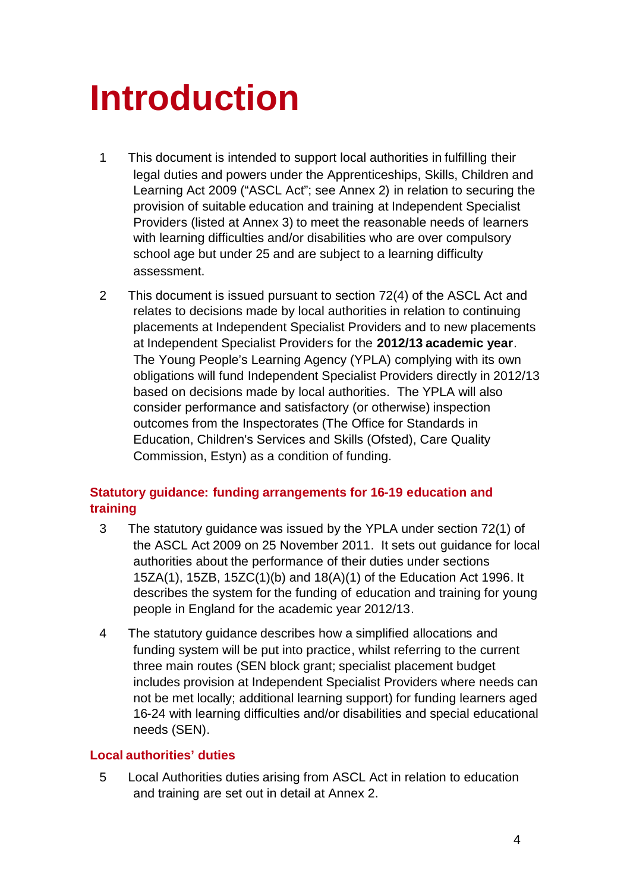# Introduction

1 This document is intended to support local authorities in fulfilling their legal duties and powers under the Apprenticeships, Skills, Children and Learning Act 2009 ("ASCL Act"; see Annex 2) in relation to securing the provision of suitable education and training at Independent Specialist Providers (listed at Annex 3) to meet the reasonable needs of learners with learning difficulties and/or disabilities who are over compulsory school age but under 25 and are subject to a learning difficulty assessment.

2 This document is issued pursuant to section 72(4) of the ASCL Act and relates to decisions made by local authorities in relation to continuing placements at Independent Specialist Providers and to new placements at Independent Specialist Providers for the **2012/13 academic year**. The Young People's Learning Agency (YPLA) complying with its own obligations will fund Independent Specialist Providers directly in 2012/13 based on decisions made by local authorities. The YPLA will also consider performance and satisfactory (or otherwise) inspection outcomes from the Inspectorates (The Office for Standards in Education, Children's Services and Skills (Ofsted), Care Quality Commission, Estyn) as a condition of funding.

## Statutory guidance: funding arrangements for 16-19 education and training

3 The statutory guidance was issued by the YPLA under section 72(1) of the ASCL Act 2009 on 25 November 2011. It sets out guidance for local authorities about the performance of their duties under sections 15ZA(1), 15ZB, 15ZC(1)(b) and 18(A)(1) of the Education Act 1996. It describes the system for the funding of education and training for young people in England for the academic year 2012/13.

4 The statutory guidance describes how a simplified allocations and funding system will be put into practice, whilst referring to the current three main routes (SEN block grant; specialist placement budget includes provision at Independent Specialist Providers where needs can not be met locally; additional learning support) for funding learners aged 16-24 with learning difficulties and/or disabilities and special educational needs (SEN).

## Local authorities' duties

5 Local Authorities duties arising from ASCL Act in relation to education and training are set out in detail at Annex 2.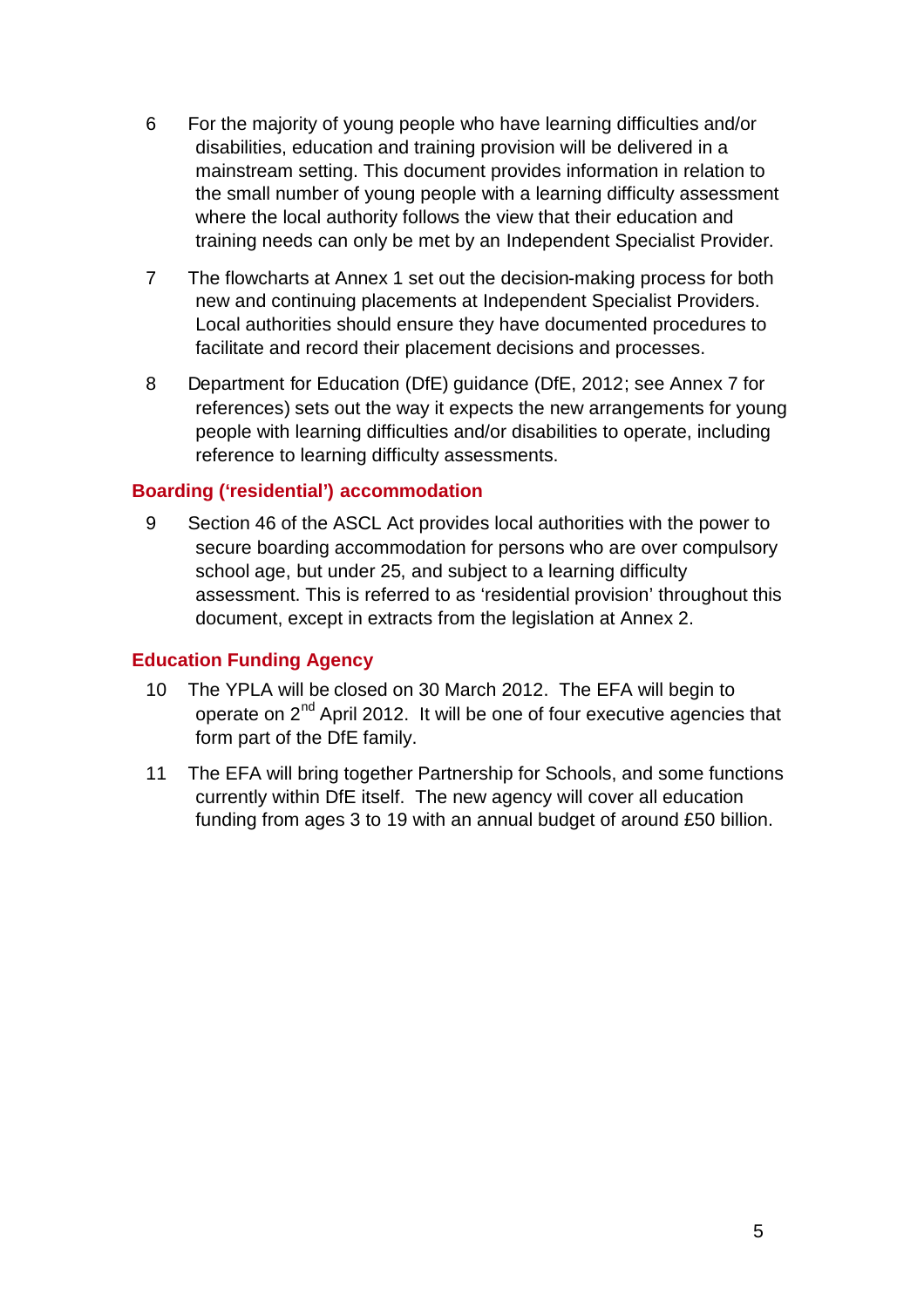6 For the majority of young people who have learning difficulties and/or disabilities, education and training provision will be delivered in a mainstream setting. This document provides information in relation to the small number of young people with a learning difficulty assessment where the local authority follows the view that their education and training needs can only be met by an Independent Specialist Provider.

7 The flowcharts at Annex 1 set out the decision-making process for both new and continuing placements at Independent Specialist Providers. Local authorities should ensure they have documented procedures to facilitate and record their placement decisions and processes.

8 Department for Education (DfE) guidance (DfE, 2012; see Annex 7 for references) sets out the way it expects the new arrangements for young people with learning difficulties and/or disabilities to operate, including reference to learning difficulty assessments.

## Boarding ('residential') accommodation

9 Section 46 of the ASCL Act provides local authorities with the power to secure boarding accommodation for persons who are over compulsory school age, but under 25, and subject to a learning difficulty assessment. This is referred to as 'residential provision' throughout this document, except in extracts from the legislation at Annex 2.

## Education Funding Agency

10 The YPLA will be closed on 30 March 2012. The EFA will begin to operate on 2nd April 2012. It will be one of four executive agencies that form part of the DfE family.

11 The EFA will bring together Partnership for Schools, and some functions currently within DfE itself. The new agency will cover all education funding from ages 3 to 19 with an annual budget of around £50 billion.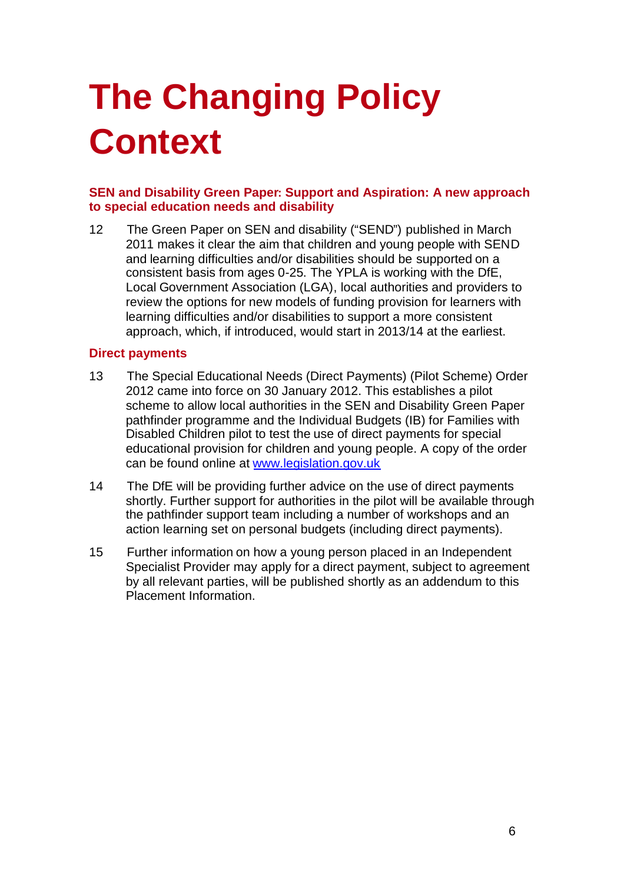# The Changing Policy Context

### SEN and Disability Green Paper: Support and Aspiration: A new approach to special education needs and disability

12 The Green Paper on SEN and disability ("SEND") published in March 2011 makes it clear the aim that children and young people with SEND and learning difficulties and/or disabilities should be supported on a consistent basis from ages 0-25. The YPLA is working with the DfE, Local Government Association (LGA), local authorities and providers to review the options for new models of funding provision for learners with learning difficulties and/or disabilities to support a more consistent approach, which, if introduced, would start in 2013/14 at the earliest.

### Direct payments

13 The Special Educational Needs (Direct Payments) (Pilot Scheme) Order 2012 came into force on 30 January 2012. This establishes a pilot scheme to allow local authorities in the SEN and Disability Green Paper pathfinder programme and the Individual Budgets (IB) for Families with Disabled Children pilot to test the use of direct payments for special educational provision for children and young people. A copy of the order can be found online at [www.legislation.gov.uk](http://www.legislation.gov.uk)

14 The DfE will be providing further advice on the use of direct payments shortly. Further support for authorities in the pilot will be available through the pathfinder support team including a number of workshops and an action learning set on personal budgets (including direct payments).

15 Further information on how a young person placed in an Independent Specialist Provider may apply for a direct payment, subject to agreement by all relevant parties, will be published shortly as an addendum to this Placement Information.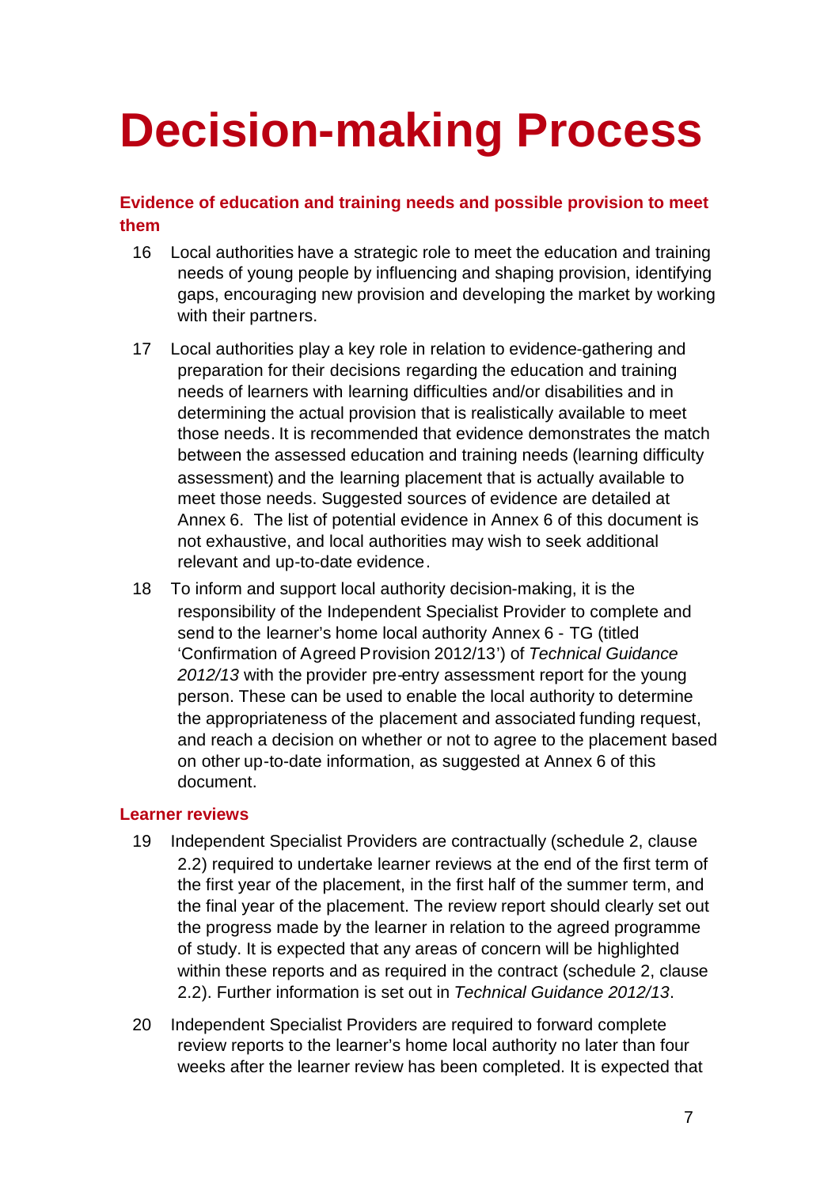# Decision-making Process

### Evidence of education and training needs and possible provision to meet them

16 Local authorities have a strategic role to meet the education and training needs of young people by influencing and shaping provision, identifying gaps, encouraging new provision and developing the market by working with their partners.

17 Local authorities play a key role in relation to evidence-gathering and preparation for their decisions regarding the education and training needs of learners with learning difficulties and/or disabilities and in determining the actual provision that is realistically available to meet those needs. It is recommended that evidence demonstrates the match between the assessed education and training needs (learning difficulty assessment) and the learning placement that is actually available to meet those needs. Suggested sources of evidence are detailed at Annex 6. The list of potential evidence in Annex 6 of this document is not exhaustive, and local authorities may wish to seek additional relevant and up-to-date evidence.

18 To inform and support local authority decision-making, it is the responsibility of the Independent Specialist Provider to complete and send to the learner's home local authority Annex 6 - TG (titled 'Confirmation of Agreed Provision 2012/13') of *Technical Guidance 2012/13* with the provider pre-entry assessment report for the young person. These can be used to enable the local authority to determine the appropriateness of the placement and associated funding request, and reach a decision on whether or not to agree to the placement based on other up-to-date information, as suggested at Annex 6 of this document.

### Learner reviews

19 Independent Specialist Providers are contractually (schedule 2, clause 2.2) required to undertake learner reviews at the end of the first term of the first year of the placement, in the first half of the summer term, and the final year of the placement. The review report should clearly set out the progress made by the learner in relation to the agreed programme of study. It is expected that any areas of concern will be highlighted within these reports and as required in the contract (schedule 2, clause 2.2). Further information is set out in *Technical Guidance 2012/13*.

20 Independent Specialist Providers are required to forward complete review reports to the learner's home local authority no later than four weeks after the learner review has been completed. It is expected that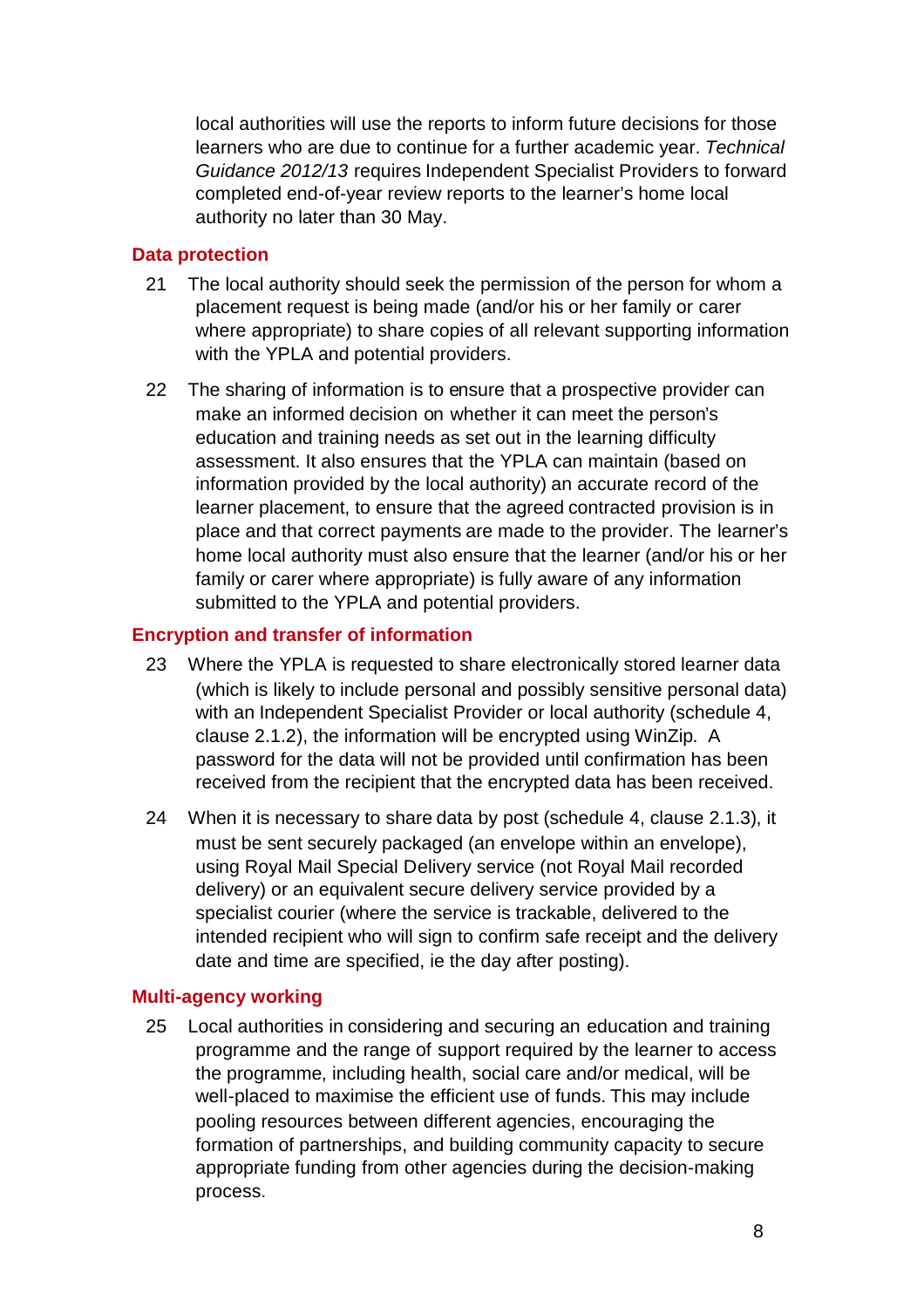local authorities will use the reports to inform future decisions for those learners who are due to continue for a further academic year. *Technical Guidance 2012/13* requires Independent Specialist Providers to forward completed end-of-year review reports to the learner's home local authority no later than 30 May.

### Data protection

21 The local authority should seek the permission of the person for whom a placement request is being made (and/or his or her family or carer where appropriate) to share copies of all relevant supporting information with the YPLA and potential providers.

22 The sharing of information is to ensure that a prospective provider can make an informed decision on whether it can meet the person's education and training needs as set out in the learning difficulty assessment. It also ensures that the YPLA can maintain (based on information provided by the local authority) an accurate record of the learner placement, to ensure that the agreed contracted provision is in place and that correct payments are made to the provider. The learner's home local authority must also ensure that the learner (and/or his or her family or carer where appropriate) is fully aware of any information submitted to the YPLA and potential providers.

### Encryption and transfer of information

23 Where the YPLA is requested to share electronically stored learner data (which is likely to include personal and possibly sensitive personal data) with an Independent Specialist Provider or local authority (schedule 4, clause 2.1.2), the information will be encrypted using WinZip. A password for the data will not be provided until confirmation has been received from the recipient that the encrypted data has been received.

24 When it is necessary to share data by post (schedule 4, clause 2.1.3), it must be sent securely packaged (an envelope within an envelope), using Royal Mail Special Delivery service (not Royal Mail recorded delivery) or an equivalent secure delivery service provided by a specialist courier (where the service is trackable, delivered to the intended recipient who will sign to confirm safe receipt and the delivery date and time are specified, ie the day after posting).

### Multi-agency working

25 Local authorities in considering and securing an education and training programme and the range of support required by the learner to access the programme, including health, social care and/or medical, will be well-placed to maximise the efficient use of funds. This may include pooling resources between different agencies, encouraging the formation of partnerships, and building community capacity to secure appropriate funding from other agencies during the decision-making process.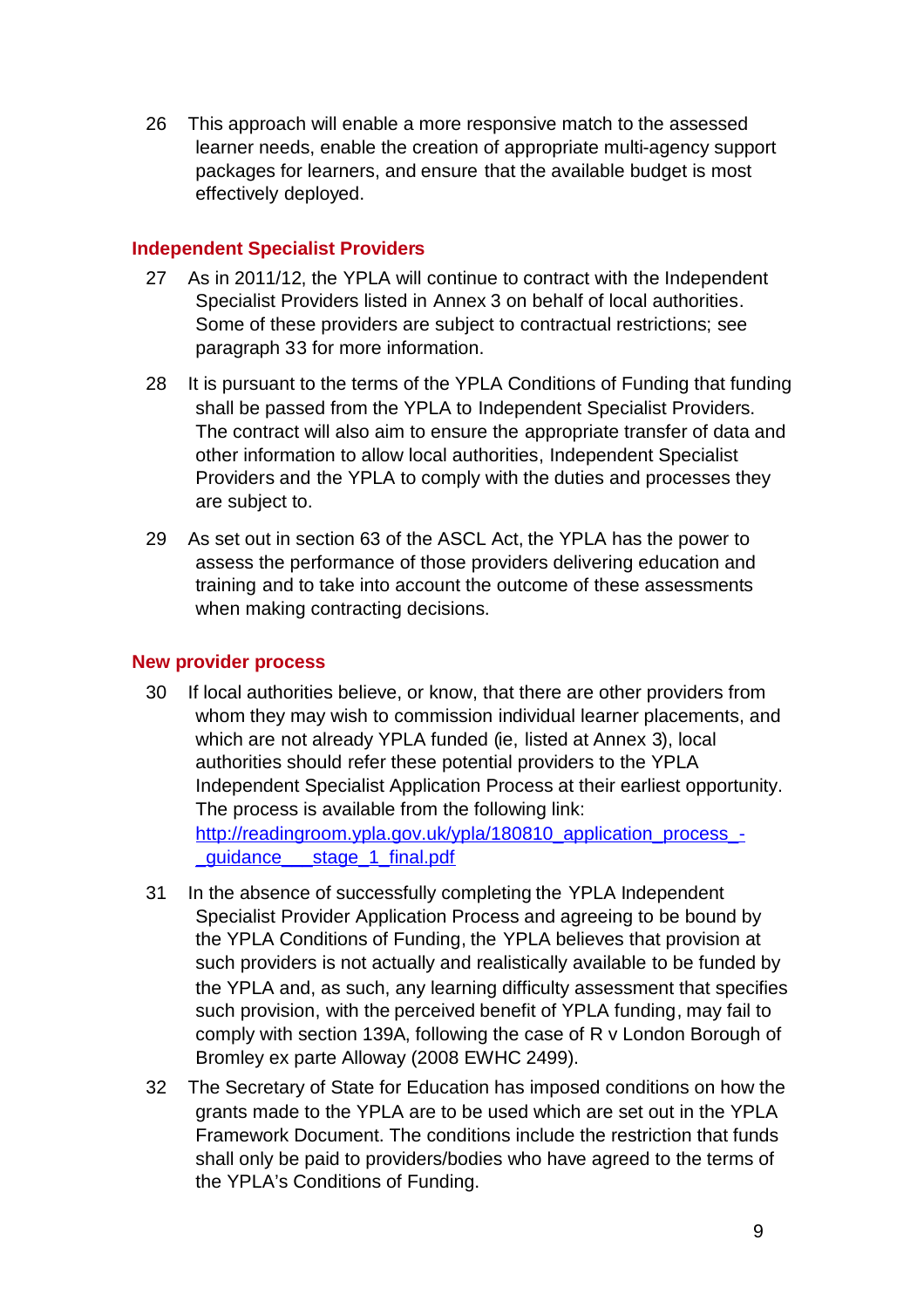26 This approach will enable a more responsive match to the assessed learner needs, enable the creation of appropriate multi-agency support packages for learners, and ensure that the available budget is most effectively deployed.

### Independent Specialist Providers

27 As in 2011/12, the YPLA will continue to contract with the Independent Specialist Providers listed in Annex 3 on behalf of local authorities. Some of these providers are subject to contractual restrictions; see paragraph 33 for more information.

28 It is pursuant to the terms of the YPLA Conditions of Funding that funding shall be passed from the YPLA to Independent Specialist Providers. The contract will also aim to ensure the appropriate transfer of data and other information to allow local authorities, Independent Specialist Providers and the YPLA to comply with the duties and processes they are subject to.

29 As set out in section 63 of the ASCL Act, the YPLA has the power to assess the performance of those providers delivering education and training and to take into account the outcome of these assessments when making contracting decisions.

### New provider process

30 If local authorities believe, or know, that there are other providers from whom they may wish to commission individual learner placements, and which are not already YPLA funded (ie, listed at Annex 3), local authorities should refer these potential providers to the YPLA Independent Specialist Application Process at their earliest opportunity. The process is available from the following link: [http://readingroom.ypla.gov.uk/ypla/180810_application_process_-_guidance___stage_1_final.pdf](http://readingroom.ypla.gov.uk/ypla/180810_application_process_-_guidance___stage_1_final.pdf)

31 In the absence of successfully completing the YPLA Independent Specialist Provider Application Process and agreeing to be bound by the YPLA Conditions of Funding, the YPLA believes that provision at such providers is not actually and realistically available to be funded by the YPLA and, as such, any learning difficulty assessment that specifies such provision, with the perceived benefit of YPLA funding, may fail to comply with section 139A, following the case of R v London Borough of Bromley ex parte Alloway (2008 EWHC 2499).

32 The Secretary of State for Education has imposed conditions on how the grants made to the YPLA are to be used which are set out in the YPLA Framework Document. The conditions include the restriction that funds shall only be paid to providers/bodies who have agreed to the terms of the YPLA's Conditions of Funding.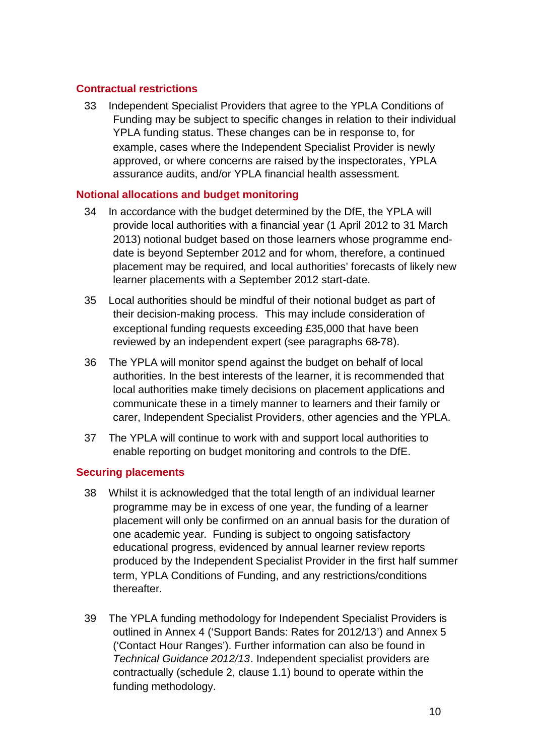### Contractual restrictions

33 Independent Specialist Providers that agree to the YPLA Conditions of Funding may be subject to specific changes in relation to their individual YPLA funding status. These changes can be in response to, for example, cases where the Independent Specialist Provider is newly approved, or where concerns are raised by the inspectorates, YPLA assurance audits, and/or YPLA financial health assessment.

### Notional allocations and budget monitoring

34 In accordance with the budget determined by the DfE, the YPLA will provide local authorities with a financial year (1 April 2012 to 31 March 2013) notional budget based on those learners whose programme end-date is beyond September 2012 and for whom, therefore, a continued placement may be required, and local authorities' forecasts of likely new learner placements with a September 2012 start-date.

35 Local authorities should be mindful of their notional budget as part of their decision-making process. This may include consideration of exceptional funding requests exceeding £35,000 that have been reviewed by an independent expert (see paragraphs 68-78).

36 The YPLA will monitor spend against the budget on behalf of local authorities. In the best interests of the learner, it is recommended that local authorities make timely decisions on placement applications and communicate these in a timely manner to learners and their family or carer, Independent Specialist Providers, other agencies and the YPLA.

37 The YPLA will continue to work with and support local authorities to enable reporting on budget monitoring and controls to the DfE.

### Securing placements

38 Whilst it is acknowledged that the total length of an individual learner programme may be in excess of one year, the funding of a learner placement will only be confirmed on an annual basis for the duration of one academic year. Funding is subject to ongoing satisfactory educational progress, evidenced by annual learner review reports produced by the Independent Specialist Provider in the first half summer term, YPLA Conditions of Funding, and any restrictions/conditions thereafter.

39 The YPLA funding methodology for Independent Specialist Providers is outlined in Annex 4 ('Support Bands: Rates for 2012/13') and Annex 5 ('Contact Hour Ranges'). Further information can also be found in *Technical Guidance 2012/13*. Independent specialist providers are contractually (schedule 2, clause 1.1) bound to operate within the funding methodology.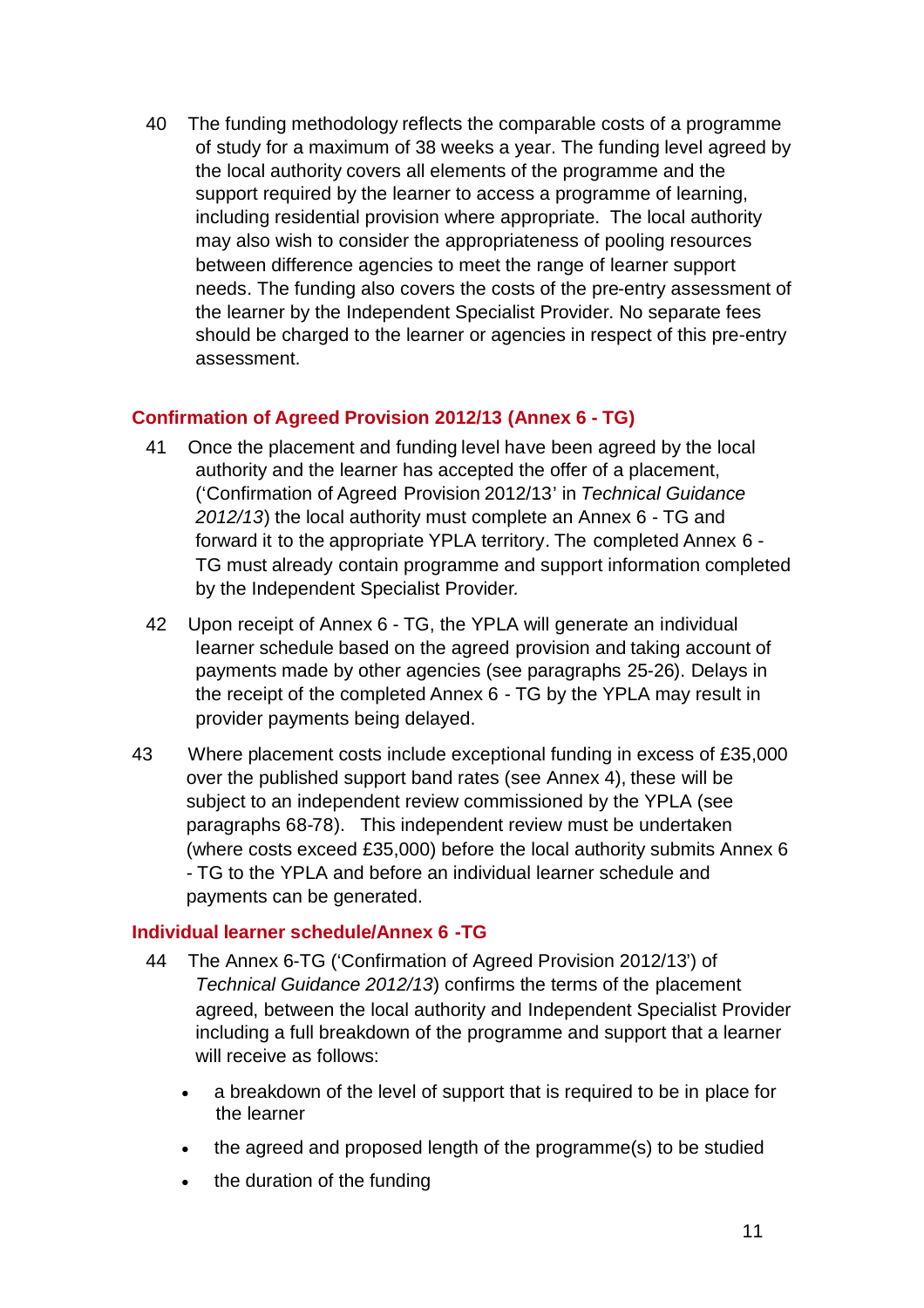40 The funding methodology reflects the comparable costs of a programme of study for a maximum of 38 weeks a year. The funding level agreed by the local authority covers all elements of the programme and the support required by the learner to access a programme of learning, including residential provision where appropriate. The local authority may also wish to consider the appropriateness of pooling resources between difference agencies to meet the range of learner support needs. The funding also covers the costs of the pre-entry assessment of the learner by the Independent Specialist Provider. No separate fees should be charged to the learner or agencies in respect of this pre-entry assessment.

## Confirmation of Agreed Provision 2012/13 (Annex 6 - TG)

41 Once the placement and funding level have been agreed by the local authority and the learner has accepted the offer of a placement, ('Confirmation of Agreed Provision 2012/13' in *Technical Guidance 2012/13*) the local authority must complete an Annex 6 - TG and forward it to the appropriate YPLA territory. The completed Annex 6 - TG must already contain programme and support information completed by the Independent Specialist Provider.

42 Upon receipt of Annex 6 - TG, the YPLA will generate an individual learner schedule based on the agreed provision and taking account of payments made by other agencies (see paragraphs 25-26). Delays in the receipt of the completed Annex 6 - TG by the YPLA may result in provider payments being delayed.

43 Where placement costs include exceptional funding in excess of £35,000 over the published support band rates (see Annex 4), these will be subject to an independent review commissioned by the YPLA (see paragraphs 68-78). This independent review must be undertaken (where costs exceed £35,000) before the local authority submits Annex 6 - TG to the YPLA and before an individual learner schedule and payments can be generated.

## Individual learner schedule/Annex 6 -TG

44 The Annex 6-TG ('Confirmation of Agreed Provision 2012/13') of *Technical Guidance 2012/13*) confirms the terms of the placement agreed, between the local authority and Independent Specialist Provider including a full breakdown of the programme and support that a learner will receive as follows:

- a breakdown of the level of support that is required to be in place for the learner
- the agreed and proposed length of the programme(s) to be studied
- the duration of the funding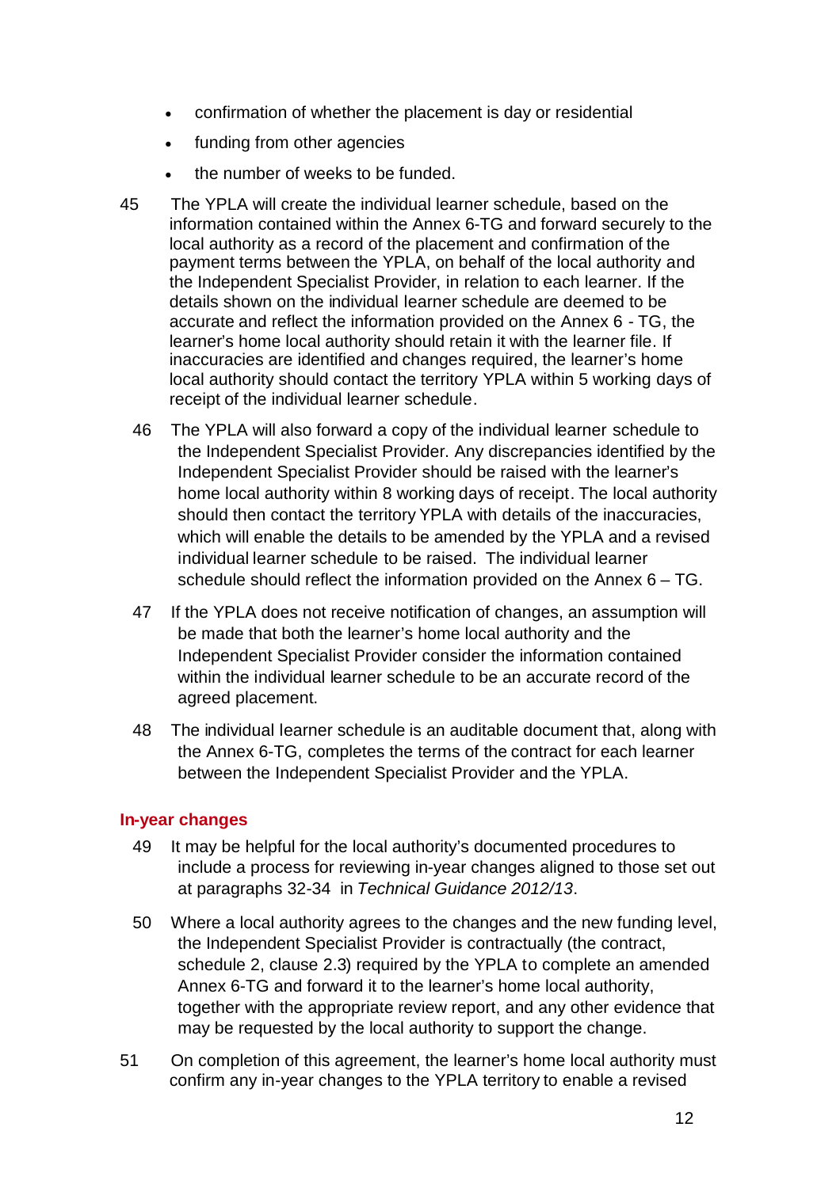- confirmation of whether the placement is day or residential
- funding from other agencies
- the number of weeks to be funded.

45 The YPLA will create the individual learner schedule, based on the information contained within the Annex 6-TG and forward securely to the local authority as a record of the placement and confirmation of the payment terms between the YPLA, on behalf of the local authority and the Independent Specialist Provider, in relation to each learner. If the details shown on the individual learner schedule are deemed to be accurate and reflect the information provided on the Annex 6 - TG, the learner's home local authority should retain it with the learner file. If inaccuracies are identified and changes required, the learner's home local authority should contact the territory YPLA within 5 working days of receipt of the individual learner schedule.

46 The YPLA will also forward a copy of the individual learner schedule to the Independent Specialist Provider. Any discrepancies identified by the Independent Specialist Provider should be raised with the learner's home local authority within 8 working days of receipt. The local authority should then contact the territory YPLA with details of the inaccuracies, which will enable the details to be amended by the YPLA and a revised individual learner schedule to be raised. The individual learner schedule should reflect the information provided on the Annex 6 – TG.

47 If the YPLA does not receive notification of changes, an assumption will be made that both the learner's home local authority and the Independent Specialist Provider consider the information contained within the individual learner schedule to be an accurate record of the agreed placement.

48 The individual learner schedule is an auditable document that, along with the Annex 6-TG, completes the terms of the contract for each learner between the Independent Specialist Provider and the YPLA.

### In-year changes

49 It may be helpful for the local authority's documented procedures to include a process for reviewing in-year changes aligned to those set out at paragraphs 32-34 in *Technical Guidance 2012/13*.

50 Where a local authority agrees to the changes and the new funding level, the Independent Specialist Provider is contractually (the contract, schedule 2, clause 2.3) required by the YPLA to complete an amended Annex 6-TG and forward it to the learner's home local authority, together with the appropriate review report, and any other evidence that may be requested by the local authority to support the change.

51 On completion of this agreement, the learner's home local authority must confirm any in-year changes to the YPLA territory to enable a revised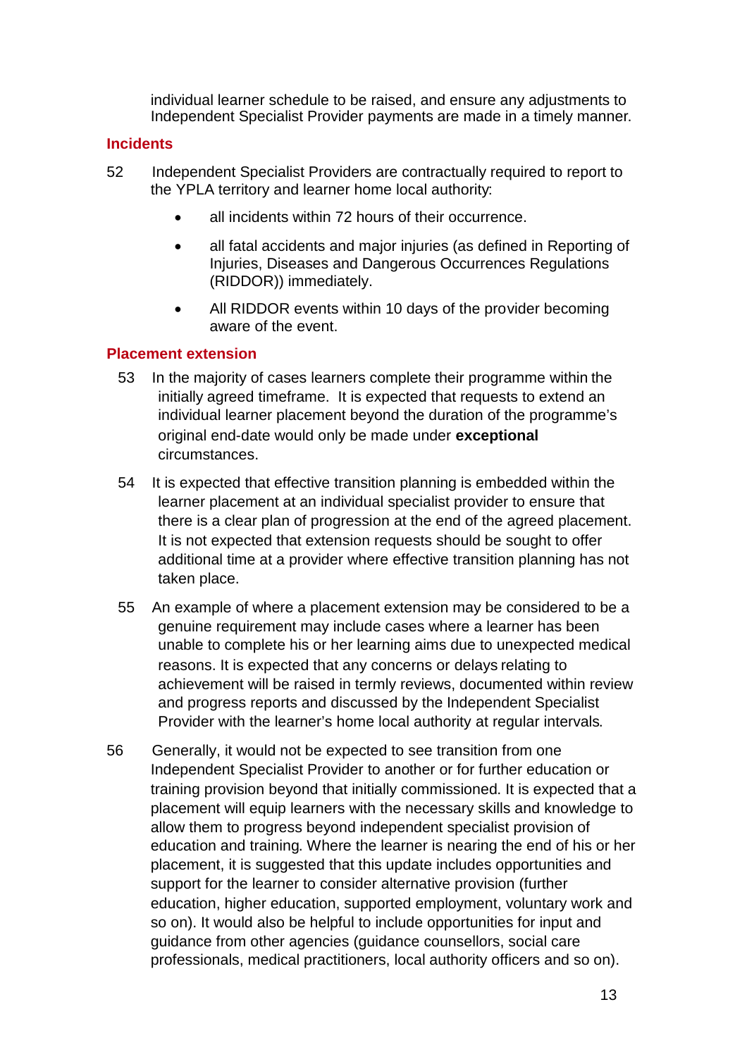individual learner schedule to be raised, and ensure any adjustments to Independent Specialist Provider payments are made in a timely manner.

### Incidents

52 Independent Specialist Providers are contractually required to report to the YPLA territory and learner home local authority:

- all incidents within 72 hours of their occurrence.
- all fatal accidents and major injuries (as defined in Reporting of Injuries, Diseases and Dangerous Occurrences Regulations (RIDDOR)) immediately.
- All RIDDOR events within 10 days of the provider becoming aware of the event.

### Placement extension

53 In the majority of cases learners complete their programme within the initially agreed timeframe. It is expected that requests to extend an individual learner placement beyond the duration of the programme's original end-date would only be made under **exceptional** circumstances.

54 It is expected that effective transition planning is embedded within the learner placement at an individual specialist provider to ensure that there is a clear plan of progression at the end of the agreed placement. It is not expected that extension requests should be sought to offer additional time at a provider where effective transition planning has not taken place.

55 An example of where a placement extension may be considered to be a genuine requirement may include cases where a learner has been unable to complete his or her learning aims due to unexpected medical reasons. It is expected that any concerns or delays relating to achievement will be raised in termly reviews, documented within review and progress reports and discussed by the Independent Specialist Provider with the learner's home local authority at regular intervals.

56 Generally, it would not be expected to see transition from one Independent Specialist Provider to another or for further education or training provision beyond that initially commissioned. It is expected that a placement will equip learners with the necessary skills and knowledge to allow them to progress beyond independent specialist provision of education and training. Where the learner is nearing the end of his or her placement, it is suggested that this update includes opportunities and support for the learner to consider alternative provision (further education, higher education, supported employment, voluntary work and so on). It would also be helpful to include opportunities for input and guidance from other agencies (guidance counsellors, social care professionals, medical practitioners, local authority officers and so on).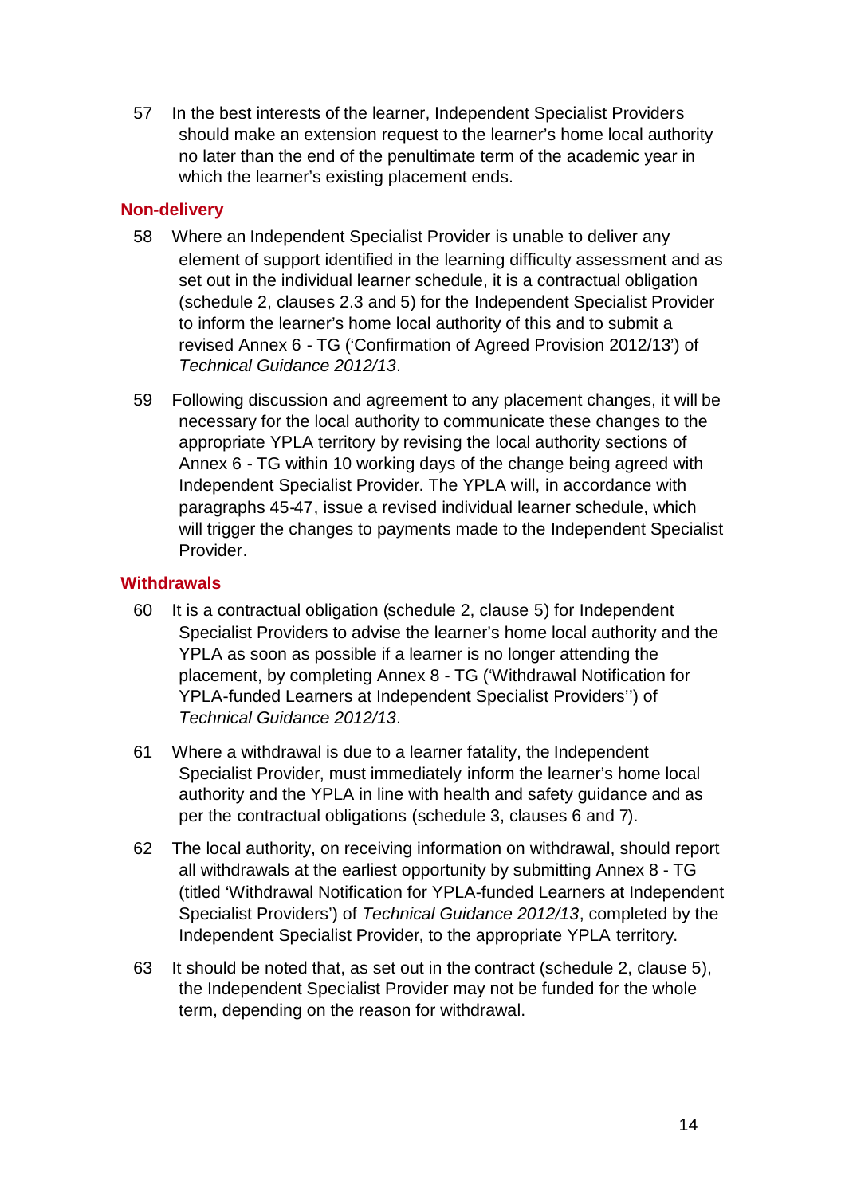57 In the best interests of the learner, Independent Specialist Providers should make an extension request to the learner's home local authority no later than the end of the penultimate term of the academic year in which the learner's existing placement ends.

## Non-delivery

58 Where an Independent Specialist Provider is unable to deliver any element of support identified in the learning difficulty assessment and as set out in the individual learner schedule, it is a contractual obligation (schedule 2, clauses 2.3 and 5) for the Independent Specialist Provider to inform the learner's home local authority of this and to submit a revised Annex 6 - TG ('Confirmation of Agreed Provision 2012/13') of *Technical Guidance 2012/13*.

59 Following discussion and agreement to any placement changes, it will be necessary for the local authority to communicate these changes to the appropriate YPLA territory by revising the local authority sections of Annex 6 - TG within 10 working days of the change being agreed with Independent Specialist Provider. The YPLA will, in accordance with paragraphs 45-47, issue a revised individual learner schedule, which will trigger the changes to payments made to the Independent Specialist Provider.

## Withdrawals

60 It is a contractual obligation (schedule 2, clause 5) for Independent Specialist Providers to advise the learner's home local authority and the YPLA as soon as possible if a learner is no longer attending the placement, by completing Annex 8 - TG ('Withdrawal Notification for YPLA-funded Learners at Independent Specialist Providers'') of *Technical Guidance 2012/13*.

61 Where a withdrawal is due to a learner fatality, the Independent Specialist Provider, must immediately inform the learner's home local authority and the YPLA in line with health and safety guidance and as per the contractual obligations (schedule 3, clauses 6 and 7).

62 The local authority, on receiving information on withdrawal, should report all withdrawals at the earliest opportunity by submitting Annex 8 - TG (titled 'Withdrawal Notification for YPLA-funded Learners at Independent Specialist Providers') of *Technical Guidance 2012/13*, completed by the Independent Specialist Provider, to the appropriate YPLA territory.

63 It should be noted that, as set out in the contract (schedule 2, clause 5), the Independent Specialist Provider may not be funded for the whole term, depending on the reason for withdrawal.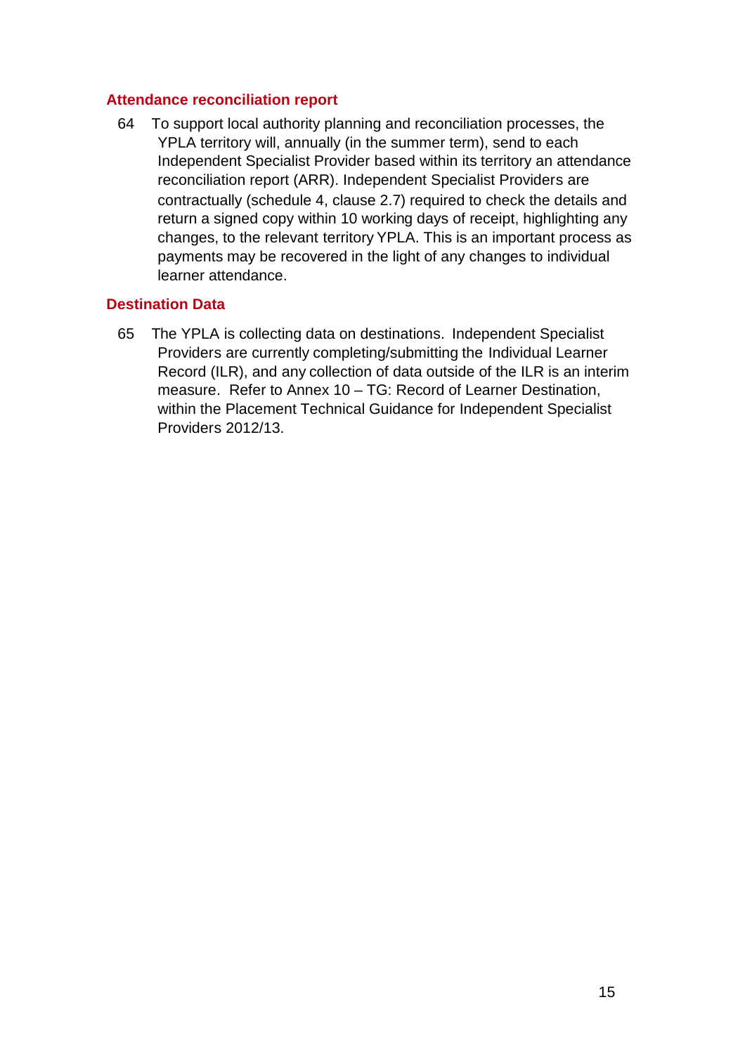### Attendance reconciliation report

64 To support local authority planning and reconciliation processes, the YPLA territory will, annually (in the summer term), send to each Independent Specialist Provider based within its territory an attendance reconciliation report (ARR). Independent Specialist Providers are contractually (schedule 4, clause 2.7) required to check the details and return a signed copy within 10 working days of receipt, highlighting any changes, to the relevant territory YPLA. This is an important process as payments may be recovered in the light of any changes to individual learner attendance.

### Destination Data

65 The YPLA is collecting data on destinations. Independent Specialist Providers are currently completing/submitting the Individual Learner Record (ILR), and any collection of data outside of the ILR is an interim measure. Refer to Annex 10 – TG: Record of Learner Destination, within the Placement Technical Guidance for Independent Specialist Providers 2012/13.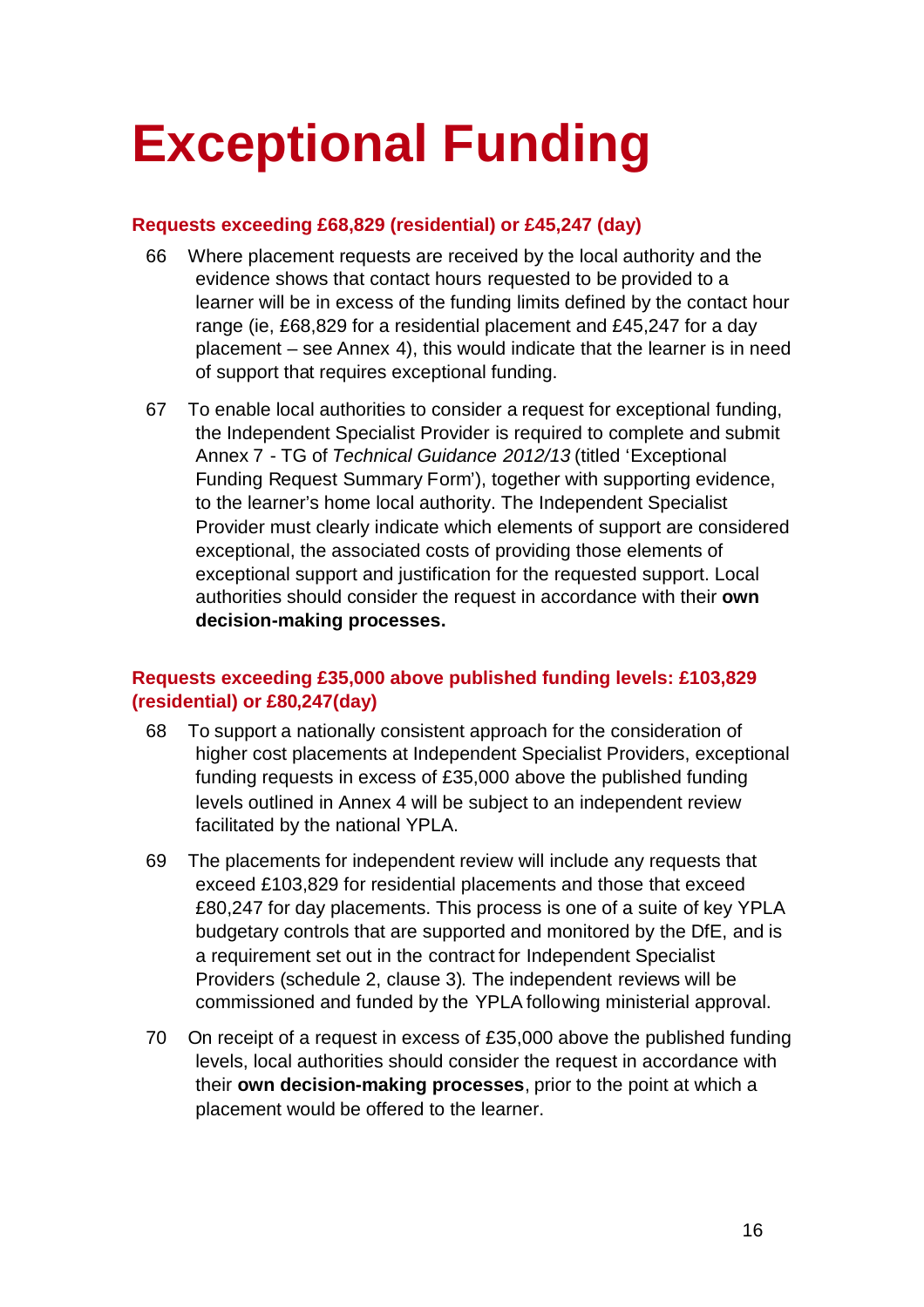# Exceptional Funding

### Requests exceeding £68,829 (residential) or £45,247 (day)

66 Where placement requests are received by the local authority and the evidence shows that contact hours requested to be provided to a learner will be in excess of the funding limits defined by the contact hour range (ie, £68,829 for a residential placement and £45,247 for a day placement – see Annex 4), this would indicate that the learner is in need of support that requires exceptional funding.

67 To enable local authorities to consider a request for exceptional funding, the Independent Specialist Provider is required to complete and submit Annex 7 - TG of *Technical Guidance 2012/13* (titled 'Exceptional Funding Request Summary Form'), together with supporting evidence, to the learner's home local authority. The Independent Specialist Provider must clearly indicate which elements of support are considered exceptional, the associated costs of providing those elements of exceptional support and justification for the requested support. Local authorities should consider the request in accordance with their **own decision-making processes.**

### Requests exceeding £35,000 above published funding levels: £103,829 (residential) or £80,247(day)

68 To support a nationally consistent approach for the consideration of higher cost placements at Independent Specialist Providers, exceptional funding requests in excess of £35,000 above the published funding levels outlined in Annex 4 will be subject to an independent review facilitated by the national YPLA.

69 The placements for independent review will include any requests that exceed £103,829 for residential placements and those that exceed £80,247 for day placements. This process is one of a suite of key YPLA budgetary controls that are supported and monitored by the DfE, and is a requirement set out in the contract for Independent Specialist Providers (schedule 2, clause 3). The independent reviews will be commissioned and funded by the YPLA following ministerial approval.

70 On receipt of a request in excess of £35,000 above the published funding levels, local authorities should consider the request in accordance with their **own decision-making processes**, prior to the point at which a placement would be offered to the learner.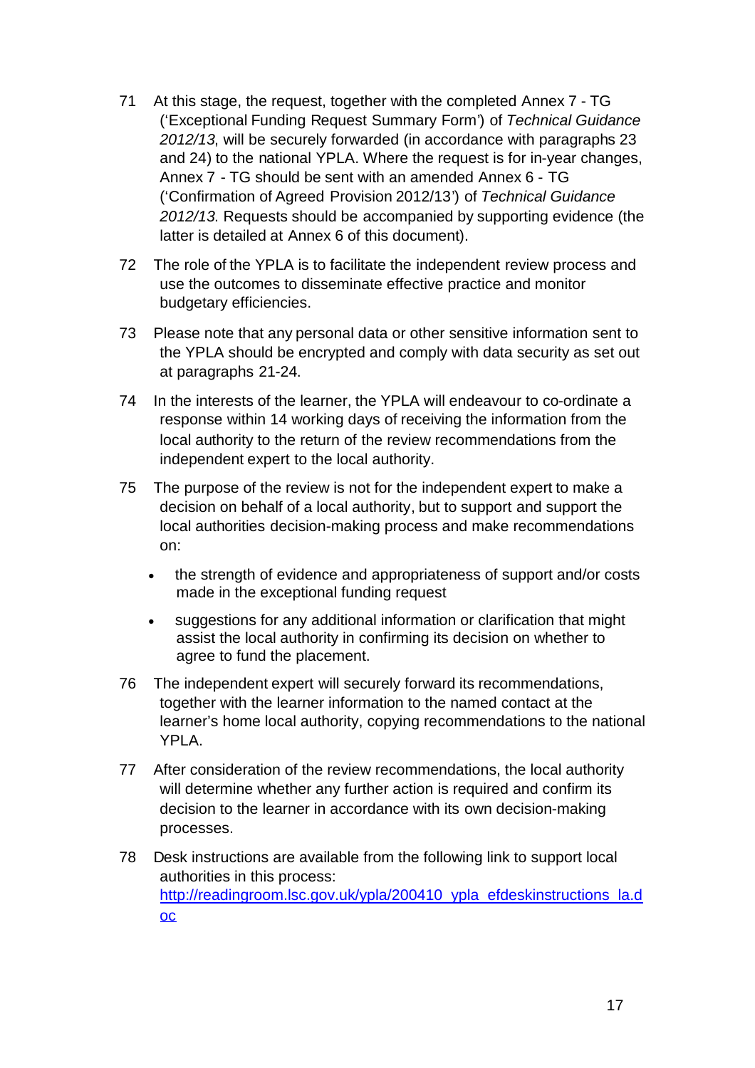71 At this stage, the request, together with the completed Annex 7 - TG ('Exceptional Funding Request Summary Form') of *Technical Guidance 2012/13*, will be securely forwarded (in accordance with paragraphs 23 and 24) to the national YPLA. Where the request is for in-year changes, Annex 7 - TG should be sent with an amended Annex 6 - TG ('Confirmation of Agreed Provision 2012/13') of *Technical Guidance 2012/13*. Requests should be accompanied by supporting evidence (the latter is detailed at Annex 6 of this document).

72 The role of the YPLA is to facilitate the independent review process and use the outcomes to disseminate effective practice and monitor budgetary efficiencies.

73 Please note that any personal data or other sensitive information sent to the YPLA should be encrypted and comply with data security as set out at paragraphs 21-24.

74 In the interests of the learner, the YPLA will endeavour to co-ordinate a response within 14 working days of receiving the information from the local authority to the return of the review recommendations from the independent expert to the local authority.

75 The purpose of the review is not for the independent expert to make a decision on behalf of a local authority, but to support and support the local authorities decision-making process and make recommendations on:

- the strength of evidence and appropriateness of support and/or costs made in the exceptional funding request
- suggestions for any additional information or clarification that might assist the local authority in confirming its decision on whether to agree to fund the placement.

76 The independent expert will securely forward its recommendations, together with the learner information to the named contact at the learner's home local authority, copying recommendations to the national YPLA.

77 After consideration of the review recommendations, the local authority will determine whether any further action is required and confirm its decision to the learner in accordance with its own decision-making processes.

78 Desk instructions are available from the following link to support local authorities in this process: [http://readingroom.lsc.gov.uk/ypla/200410_ypla_efdeskinstructions_la.doc](http://readingroom.lsc.gov.uk/ypla/200410_ypla_efdeskinstructions_la.doc)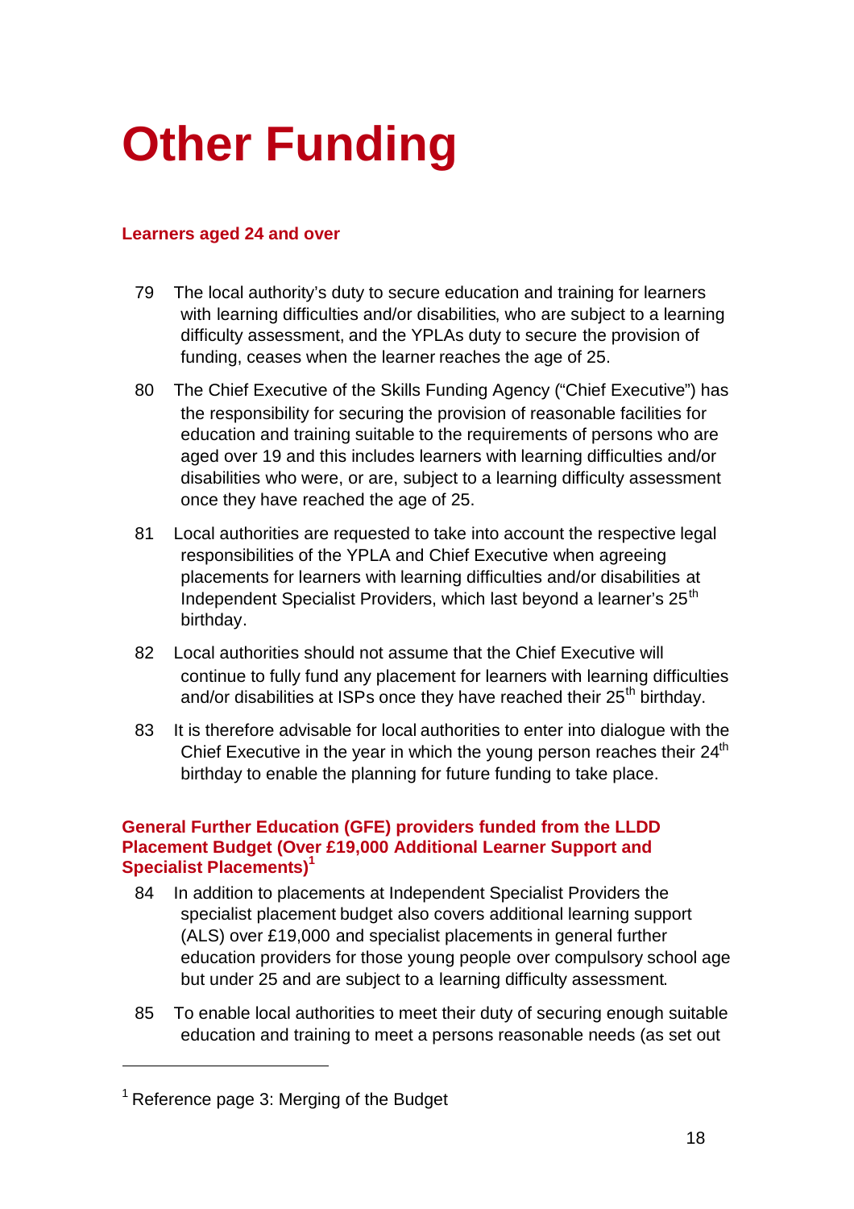# Other Funding

### Learners aged 24 and over

79 The local authority's duty to secure education and training for learners with learning difficulties and/or disabilities, who are subject to a learning difficulty assessment, and the YPLAs duty to secure the provision of funding, ceases when the learner reaches the age of 25.

80 The Chief Executive of the Skills Funding Agency ("Chief Executive") has the responsibility for securing the provision of reasonable facilities for education and training suitable to the requirements of persons who are aged over 19 and this includes learners with learning difficulties and/or disabilities who were, or are, subject to a learning difficulty assessment once they have reached the age of 25.

81 Local authorities are requested to take into account the respective legal responsibilities of the YPLA and Chief Executive when agreeing placements for learners with learning difficulties and/or disabilities at Independent Specialist Providers, which last beyond a learner's 25th birthday.

82 Local authorities should not assume that the Chief Executive will continue to fully fund any placement for learners with learning difficulties and/or disabilities at ISPs once they have reached their 25th birthday.

83 It is therefore advisable for local authorities to enter into dialogue with the Chief Executive in the year in which the young person reaches their 24th birthday to enable the planning for future funding to take place.

### General Further Education (GFE) providers funded from the LLDD Placement Budget (Over £19,000 Additional Learner Support and Specialist Placements)[1]

84 In addition to placements at Independent Specialist Providers the specialist placement budget also covers additional learning support (ALS) over £19,000 and specialist placements in general further education providers for those young people over compulsory school age but under 25 and are subject to a learning difficulty assessment.

85 To enable local authorities to meet their duty of securing enough suitable education and training to meet a persons reasonable needs (as set out

---

[1] Reference page 3: Merging of the Budget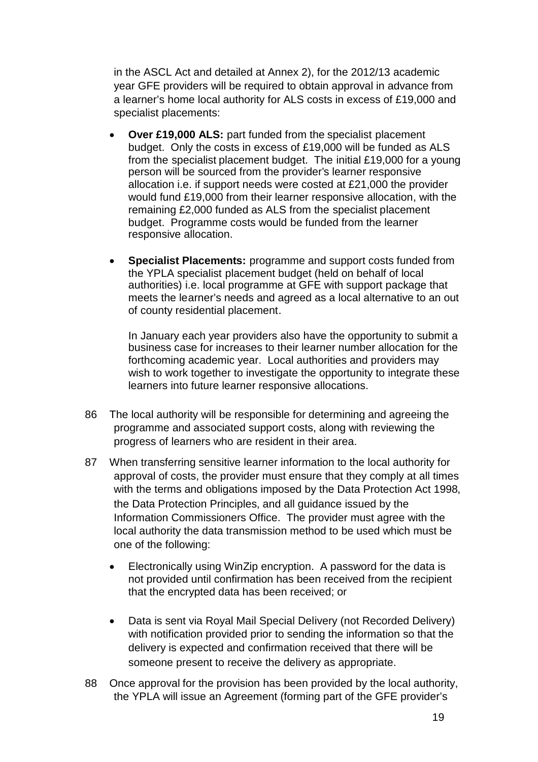in the ASCL Act and detailed at Annex 2), for the 2012/13 academic year GFE providers will be required to obtain approval in advance from a learner's home local authority for ALS costs in excess of £19,000 and specialist placements:

- **Over £19,000 ALS:** part funded from the specialist placement budget. Only the costs in excess of £19,000 will be funded as ALS from the specialist placement budget. The initial £19,000 for a young person will be sourced from the provider's learner responsive allocation i.e. if support needs were costed at £21,000 the provider would fund £19,000 from their learner responsive allocation, with the remaining £2,000 funded as ALS from the specialist placement budget. Programme costs would be funded from the learner responsive allocation.

- **Specialist Placements:** programme and support costs funded from the YPLA specialist placement budget (held on behalf of local authorities) i.e. local programme at GFE with support package that meets the learner's needs and agreed as a local alternative to an out of county residential placement.

  In January each year providers also have the opportunity to submit a business case for increases to their learner number allocation for the forthcoming academic year. Local authorities and providers may wish to work together to investigate the opportunity to integrate these learners into future learner responsive allocations.

86 The local authority will be responsible for determining and agreeing the programme and associated support costs, along with reviewing the progress of learners who are resident in their area.

87 When transferring sensitive learner information to the local authority for approval of costs, the provider must ensure that they comply at all times with the terms and obligations imposed by the Data Protection Act 1998, the Data Protection Principles, and all guidance issued by the Information Commissioners Office. The provider must agree with the local authority the data transmission method to be used which must be one of the following:

- Electronically using WinZip encryption. A password for the data is not provided until confirmation has been received from the recipient that the encrypted data has been received; or

- Data is sent via Royal Mail Special Delivery (not Recorded Delivery) with notification provided prior to sending the information so that the delivery is expected and confirmation received that there will be someone present to receive the delivery as appropriate.

88 Once approval for the provision has been provided by the local authority, the YPLA will issue an Agreement (forming part of the GFE provider's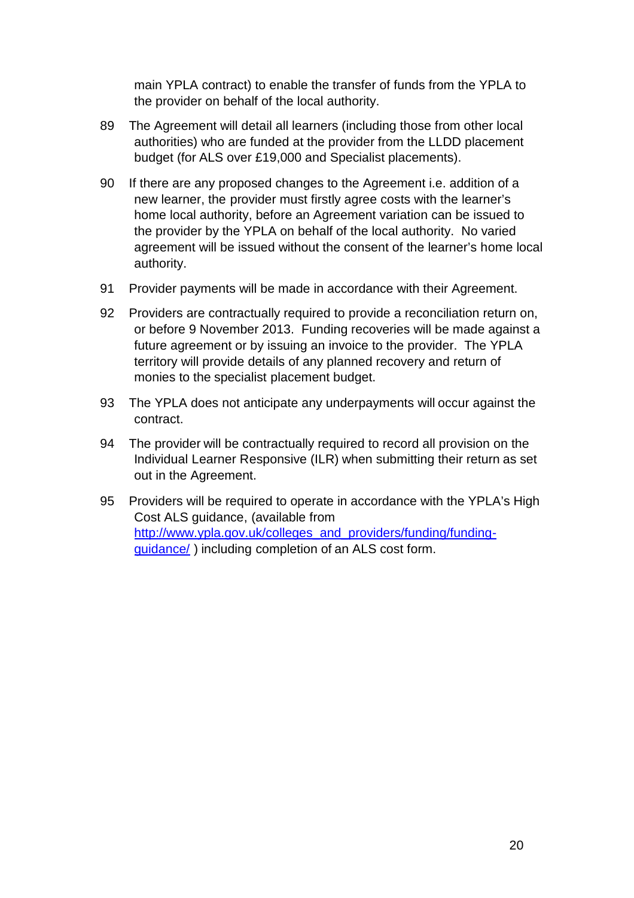main YPLA contract) to enable the transfer of funds from the YPLA to the provider on behalf of the local authority.

89 The Agreement will detail all learners (including those from other local authorities) who are funded at the provider from the LLDD placement budget (for ALS over £19,000 and Specialist placements).

90 If there are any proposed changes to the Agreement i.e. addition of a new learner, the provider must firstly agree costs with the learner's home local authority, before an Agreement variation can be issued to the provider by the YPLA on behalf of the local authority. No varied agreement will be issued without the consent of the learner's home local authority.

91 Provider payments will be made in accordance with their Agreement.

92 Providers are contractually required to provide a reconciliation return on, or before 9 November 2013. Funding recoveries will be made against a future agreement or by issuing an invoice to the provider. The YPLA territory will provide details of any planned recovery and return of monies to the specialist placement budget.

93 The YPLA does not anticipate any underpayments will occur against the contract.

94 The provider will be contractually required to record all provision on the Individual Learner Responsive (ILR) when submitting their return as set out in the Agreement.

95 Providers will be required to operate in accordance with the YPLA's High Cost ALS guidance, (available from [http://www.ypla.gov.uk/colleges_and_providers/funding/funding-guidance/](http://www.ypla.gov.uk/colleges_and_providers/funding/funding-guidance/) ) including completion of an ALS cost form.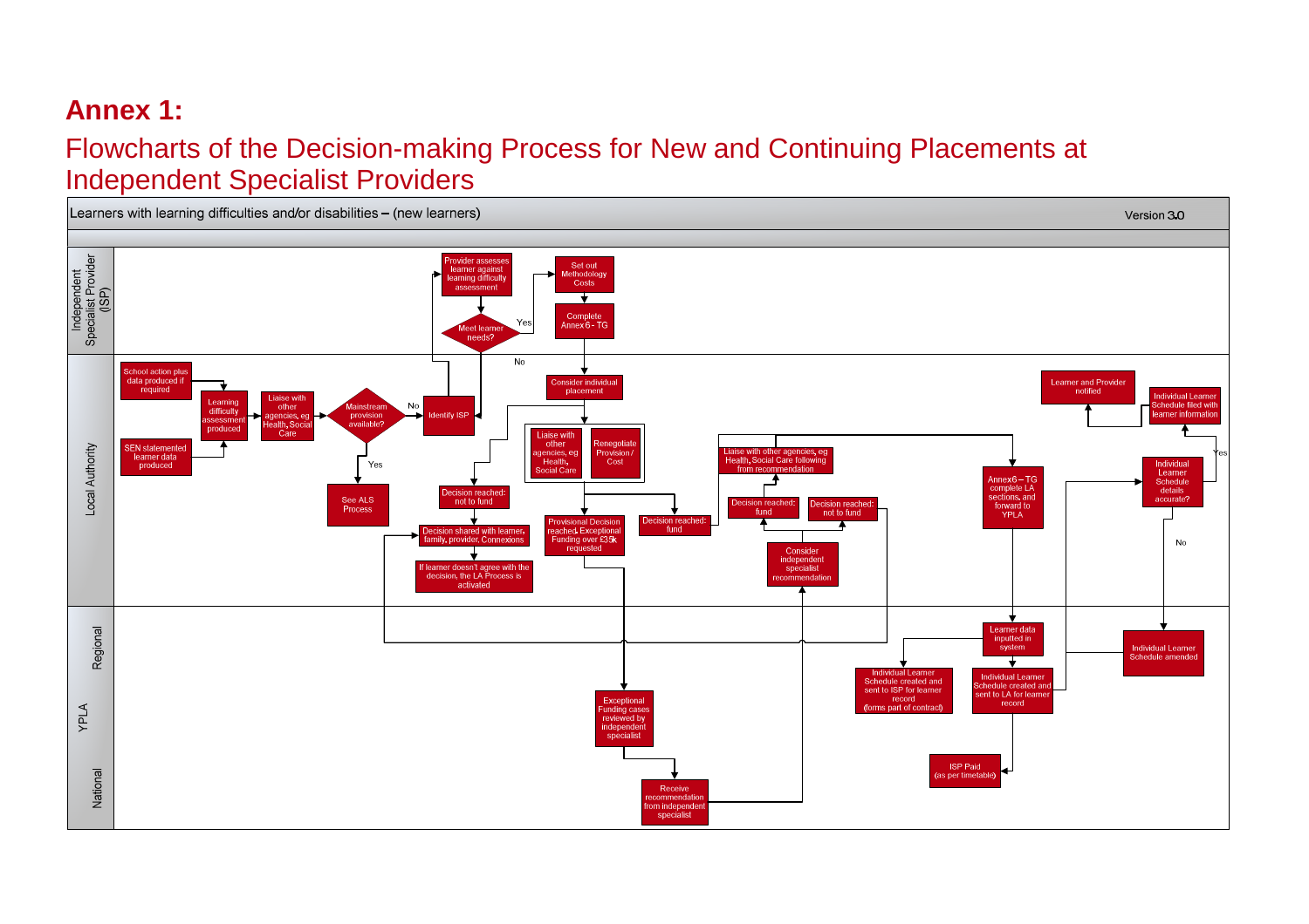# Annex 1:

## Flowcharts of the Decision-making Process for New and Continuing Placements at Independent Specialist Providers

Learners with learning difficulties and/or disabilities – (new learners)

Version 3.0

**Independent Specialist Provider (ISP)**

- Provider assesses learner against learning difficulty assessment
- Meet learner needs?
- Yes
- No
- Set out Methodology Costs
- Complete Annex 6 - TG

**Local Authority**

- School action plus data produced if required
- SEN statemented learner data produced
- Learning difficulty assessment produced
- Liaise with other agencies, eg Health, Social Care
- Mainstream provision available?
- No
- Yes
- See ALS Process
- Identify ISP
- Consider individual placement
- Liaise with other agencies, eg Health, Social Care
- Renegotiate Provision / Cost
- Decision reached: not to fund
- Decision shared with learner, family, provider, Connexions
- If learner doesn't agree with the decision, the LA Process is activated
- Provisional Decision reached, Exceptional Funding over £35k requested
- Decision reached: fund
- Liaise with other agencies, eg Health, Social Care following from recommendation
- Decision reached: fund
- Decision reached: not to fund
- Consider independent specialist recommendation
- Annex 6 – TG complete LA sections, and forward to YPLA
- Learner and Provider notified
- Individual Learner Schedule filed with learner information
- Individual Learner Schedule details accurate?
- Yes
- No

**Regional**

- Learner data inputted in system
- Individual Learner Schedule amended

**YPLA**

- Individual Learner Schedule created and sent to ISP for learner record (forms part of contract)
- Individual Learner Schedule created and sent to LA for learner record
- Exceptional Funding cases reviewed by independent specialist
- ISP Paid (as per timetable)

**National**

- Receive recommendation from independent specialist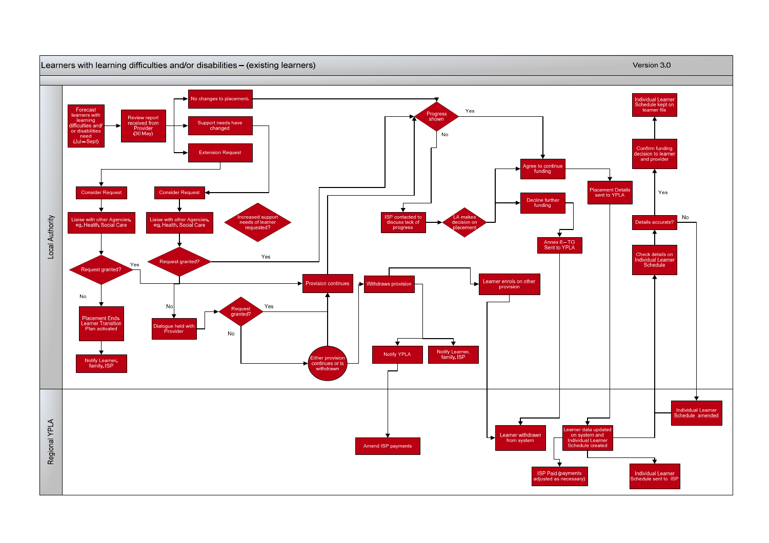# Learners with learning difficulties and/or disabilities – (existing learners)

Version 3.0

**Local Authority**

- Forecast learners with learning difficulties and/ or disabilities need (Jul – Sept)
- Review report received from Provider (30 May)
- No changes to placement.
- Support needs have changed
- Extension Request
- Progress shown
  - Yes
  - No
- Consider Request
- Consider Request
- Liaise with other Agencies, eg, Health, Social Care
- Liaise with other Agencies, eg, Health, Social Care
- Increased support needs of learner requested?
- Request granted?
  - Yes
  - No
- Request granted?
  - Yes
  - No
- Provision continues
- Withdraws provision
- Learner enrols on other provision
- Placement Ends. Learner Transition Plan activated
- Notify Learner, family, ISP
- Dialogue held with Provider
- Request granted?
  - Yes
  - No
- Either provision continues or is withdrawn
- Notify YPLA
- Notify Learner, family, ISP
- ISP contacted to discuss lack of progress
- LA makes decision on placement
- Agree to continue funding
- Decline further funding
- Annex 8 – TG Sent to YPLA
- Placement Details sent to YPLA
- Individual Learner Schedule kept on learner file
- Confirm funding decision to learner and provider
- Details accurate?
  - Yes
  - No
- Check details on Individual Learner Schedule

**Regional YPLA**

- Amend ISP payments
- Learner withdrawn from system
- Learner data updated on system and Individual Learner Schedule created
- Individual Learner Schedule amended
- ISP Paid (payments adjusted as necessary)
- Individual Learner Schedule sent to ISP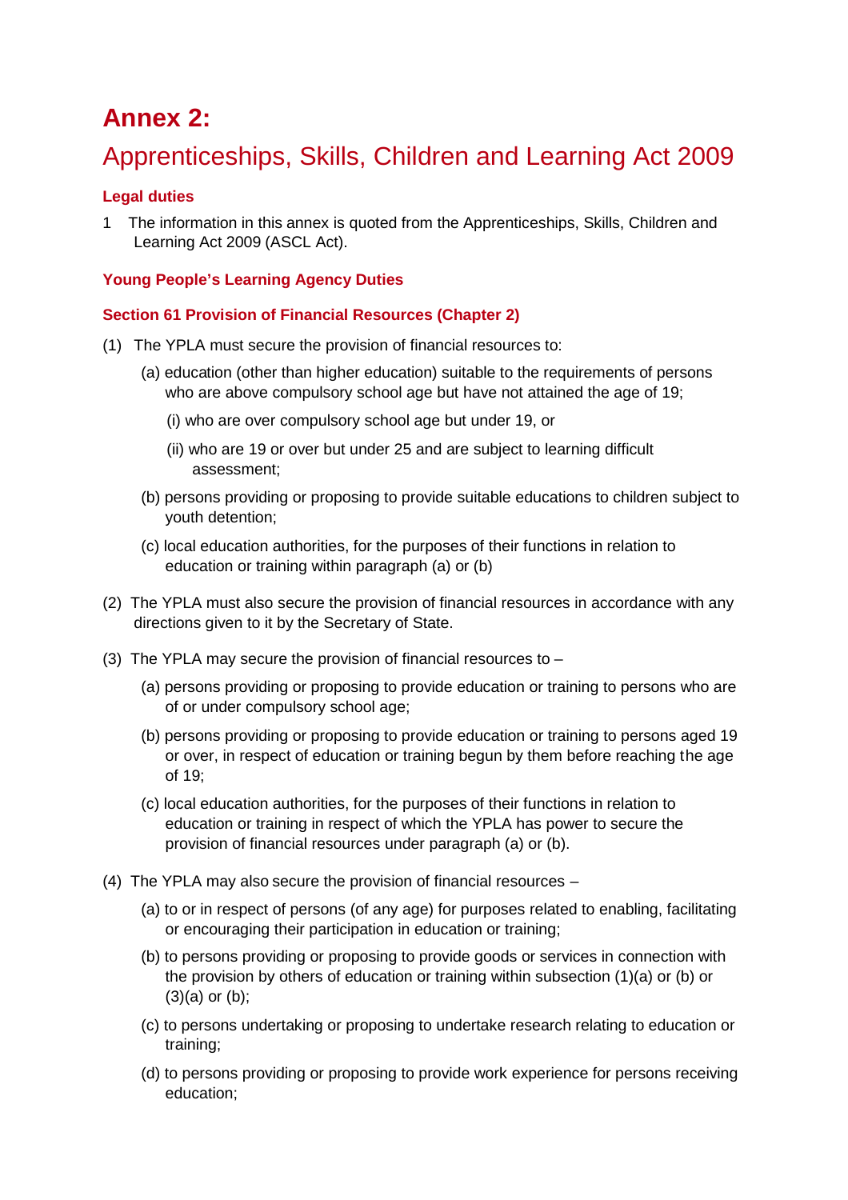# Annex 2:

## Apprenticeships, Skills, Children and Learning Act 2009

### Legal duties

1 The information in this annex is quoted from the Apprenticeships, Skills, Children and Learning Act 2009 (ASCL Act).

### Young People's Learning Agency Duties

### Section 61 Provision of Financial Resources (Chapter 2)

(1) The YPLA must secure the provision of financial resources to:

  (a) education (other than higher education) suitable to the requirements of persons who are above compulsory school age but have not attained the age of 19;

    (i) who are over compulsory school age but under 19, or

    (ii) who are 19 or over but under 25 and are subject to learning difficult assessment;

  (b) persons providing or proposing to provide suitable educations to children subject to youth detention;

  (c) local education authorities, for the purposes of their functions in relation to education or training within paragraph (a) or (b)

(2) The YPLA must also secure the provision of financial resources in accordance with any directions given to it by the Secretary of State.

(3) The YPLA may secure the provision of financial resources to –

  (a) persons providing or proposing to provide education or training to persons who are of or under compulsory school age;

  (b) persons providing or proposing to provide education or training to persons aged 19 or over, in respect of education or training begun by them before reaching the age of 19;

  (c) local education authorities, for the purposes of their functions in relation to education or training in respect of which the YPLA has power to secure the provision of financial resources under paragraph (a) or (b).

(4) The YPLA may also secure the provision of financial resources –

  (a) to or in respect of persons (of any age) for purposes related to enabling, facilitating or encouraging their participation in education or training;

  (b) to persons providing or proposing to provide goods or services in connection with the provision by others of education or training within subsection (1)(a) or (b) or (3)(a) or (b);

  (c) to persons undertaking or proposing to undertake research relating to education or training;

  (d) to persons providing or proposing to provide work experience for persons receiving education;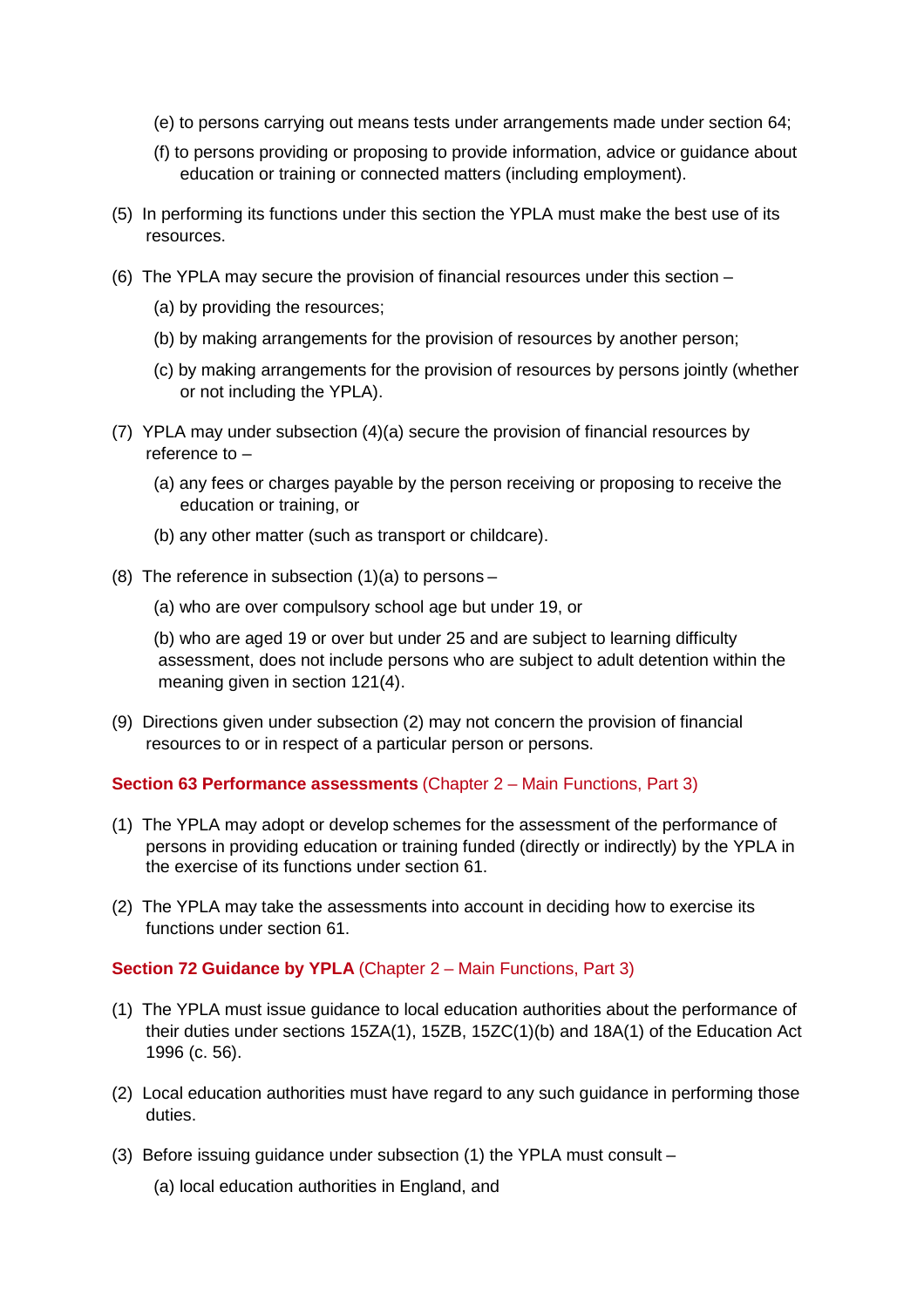(e) to persons carrying out means tests under arrangements made under section 64;

(f) to persons providing or proposing to provide information, advice or guidance about education or training or connected matters (including employment).

(5) In performing its functions under this section the YPLA must make the best use of its resources.

(6) The YPLA may secure the provision of financial resources under this section –

(a) by providing the resources;

(b) by making arrangements for the provision of resources by another person;

(c) by making arrangements for the provision of resources by persons jointly (whether or not including the YPLA).

(7) YPLA may under subsection (4)(a) secure the provision of financial resources by reference to –

(a) any fees or charges payable by the person receiving or proposing to receive the education or training, or

(b) any other matter (such as transport or childcare).

(8) The reference in subsection (1)(a) to persons –

(a) who are over compulsory school age but under 19, or

(b) who are aged 19 or over but under 25 and are subject to learning difficulty assessment, does not include persons who are subject to adult detention within the meaning given in section 121(4).

(9) Directions given under subsection (2) may not concern the provision of financial resources to or in respect of a particular person or persons.

**Section 63 Performance assessments** (Chapter 2 – Main Functions, Part 3)

(1) The YPLA may adopt or develop schemes for the assessment of the performance of persons in providing education or training funded (directly or indirectly) by the YPLA in the exercise of its functions under section 61.

(2) The YPLA may take the assessments into account in deciding how to exercise its functions under section 61.

**Section 72 Guidance by YPLA** (Chapter 2 – Main Functions, Part 3)

(1) The YPLA must issue guidance to local education authorities about the performance of their duties under sections 15ZA(1), 15ZB, 15ZC(1)(b) and 18A(1) of the Education Act 1996 (c. 56).

(2) Local education authorities must have regard to any such guidance in performing those duties.

(3) Before issuing guidance under subsection (1) the YPLA must consult –

(a) local education authorities in England, and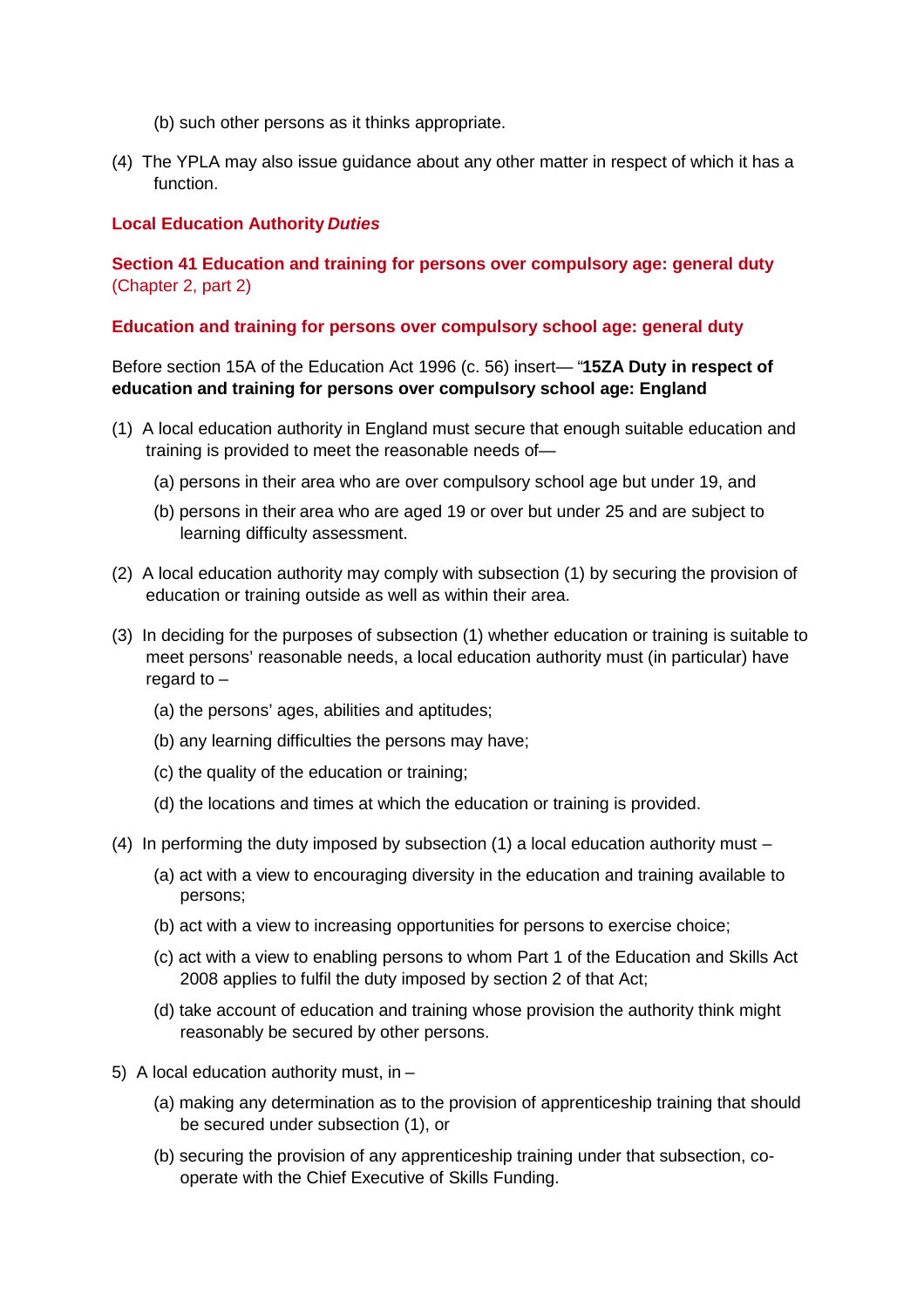(b) such other persons as it thinks appropriate.

(4) The YPLA may also issue guidance about any other matter in respect of which it has a function.

### Local Education Authority *Duties*

### Section 41 Education and training for persons over compulsory age: general duty (Chapter 2, part 2)

### Education and training for persons over compulsory school age: general duty

Before section 15A of the Education Act 1996 (c. 56) insert— "**15ZA Duty in respect of education and training for persons over compulsory school age: England**

(1) A local education authority in England must secure that enough suitable education and training is provided to meet the reasonable needs of—

  (a) persons in their area who are over compulsory school age but under 19, and

  (b) persons in their area who are aged 19 or over but under 25 and are subject to learning difficulty assessment.

(2) A local education authority may comply with subsection (1) by securing the provision of education or training outside as well as within their area.

(3) In deciding for the purposes of subsection (1) whether education or training is suitable to meet persons' reasonable needs, a local education authority must (in particular) have regard to –

  (a) the persons' ages, abilities and aptitudes;

  (b) any learning difficulties the persons may have;

  (c) the quality of the education or training;

  (d) the locations and times at which the education or training is provided.

(4) In performing the duty imposed by subsection (1) a local education authority must –

  (a) act with a view to encouraging diversity in the education and training available to persons;

  (b) act with a view to increasing opportunities for persons to exercise choice;

  (c) act with a view to enabling persons to whom Part 1 of the Education and Skills Act 2008 applies to fulfil the duty imposed by section 2 of that Act;

  (d) take account of education and training whose provision the authority think might reasonably be secured by other persons.

5) A local education authority must, in –

  (a) making any determination as to the provision of apprenticeship training that should be secured under subsection (1), or

  (b) securing the provision of any apprenticeship training under that subsection, co-operate with the Chief Executive of Skills Funding.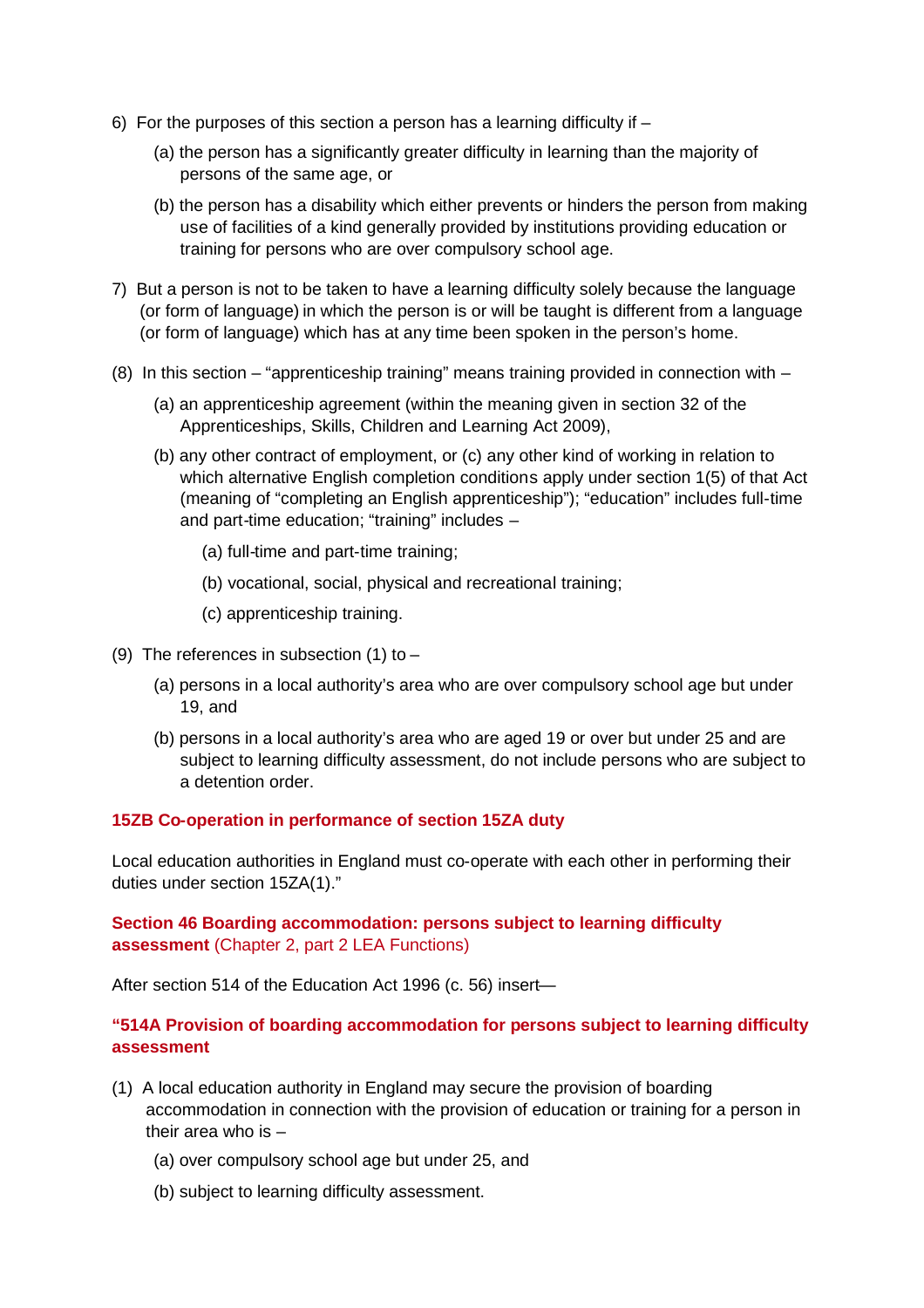6) For the purposes of this section a person has a learning difficulty if –

   (a) the person has a significantly greater difficulty in learning than the majority of persons of the same age, or

   (b) the person has a disability which either prevents or hinders the person from making use of facilities of a kind generally provided by institutions providing education or training for persons who are over compulsory school age.

7) But a person is not to be taken to have a learning difficulty solely because the language (or form of language) in which the person is or will be taught is different from a language (or form of language) which has at any time been spoken in the person's home.

(8) In this section – "apprenticeship training" means training provided in connection with –

   (a) an apprenticeship agreement (within the meaning given in section 32 of the Apprenticeships, Skills, Children and Learning Act 2009),

   (b) any other contract of employment, or (c) any other kind of working in relation to which alternative English completion conditions apply under section 1(5) of that Act (meaning of "completing an English apprenticeship"); "education" includes full-time and part-time education; "training" includes –

      (a) full-time and part-time training;

      (b) vocational, social, physical and recreational training;

      (c) apprenticeship training.

(9) The references in subsection (1) to –

   (a) persons in a local authority's area who are over compulsory school age but under 19, and

   (b) persons in a local authority's area who are aged 19 or over but under 25 and are subject to learning difficulty assessment, do not include persons who are subject to a detention order.

**15ZB Co-operation in performance of section 15ZA duty**

Local education authorities in England must co-operate with each other in performing their duties under section 15ZA(1)."

**Section 46 Boarding accommodation: persons subject to learning difficulty assessment** (Chapter 2, part 2 LEA Functions)

After section 514 of the Education Act 1996 (c. 56) insert—

**"514A Provision of boarding accommodation for persons subject to learning difficulty assessment**

(1) A local education authority in England may secure the provision of boarding accommodation in connection with the provision of education or training for a person in their area who is –

   (a) over compulsory school age but under 25, and

   (b) subject to learning difficulty assessment.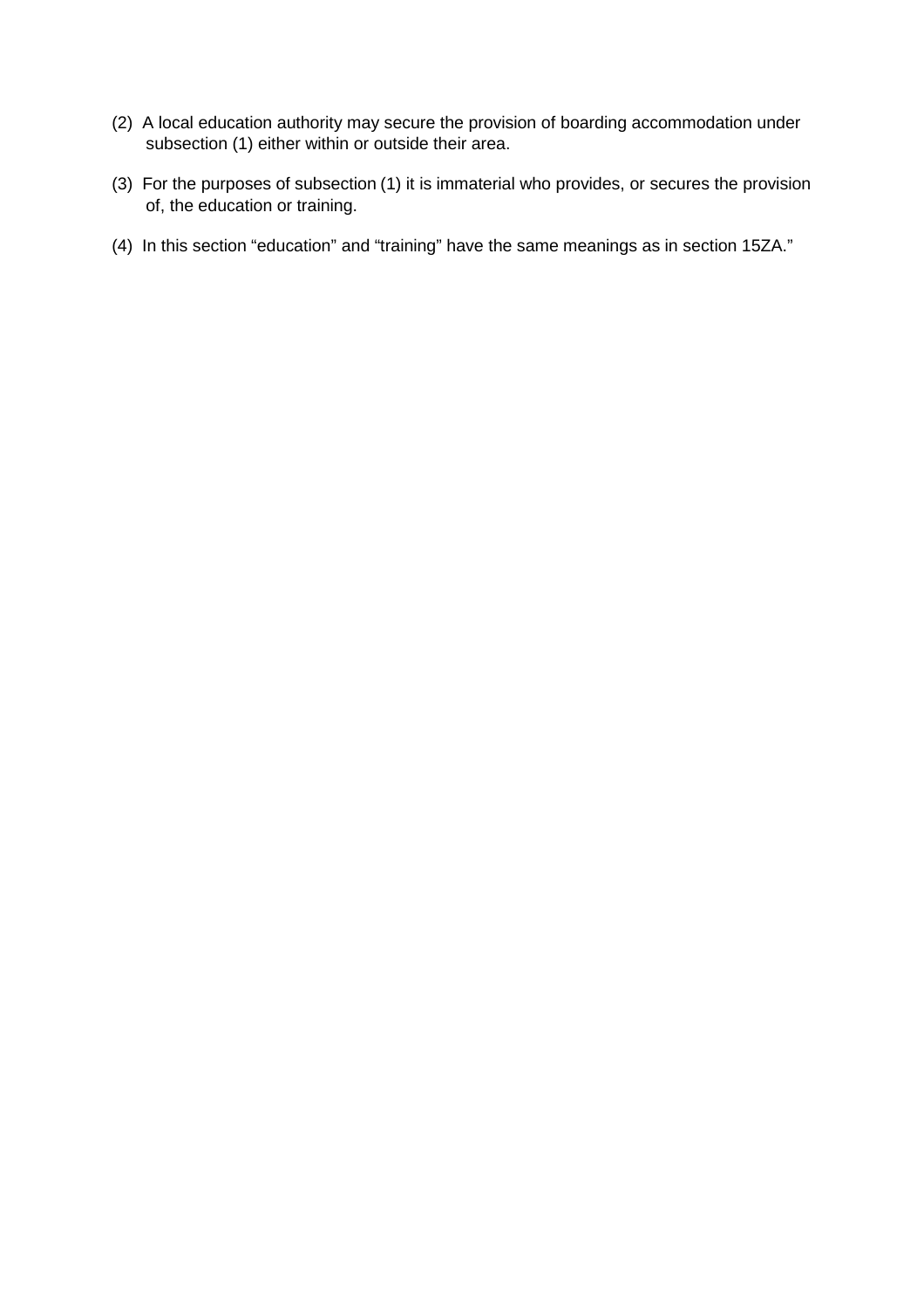(2) A local education authority may secure the provision of boarding accommodation under subsection (1) either within or outside their area.

(3) For the purposes of subsection (1) it is immaterial who provides, or secures the provision of, the education or training.

(4) In this section "education" and "training" have the same meanings as in section 15ZA."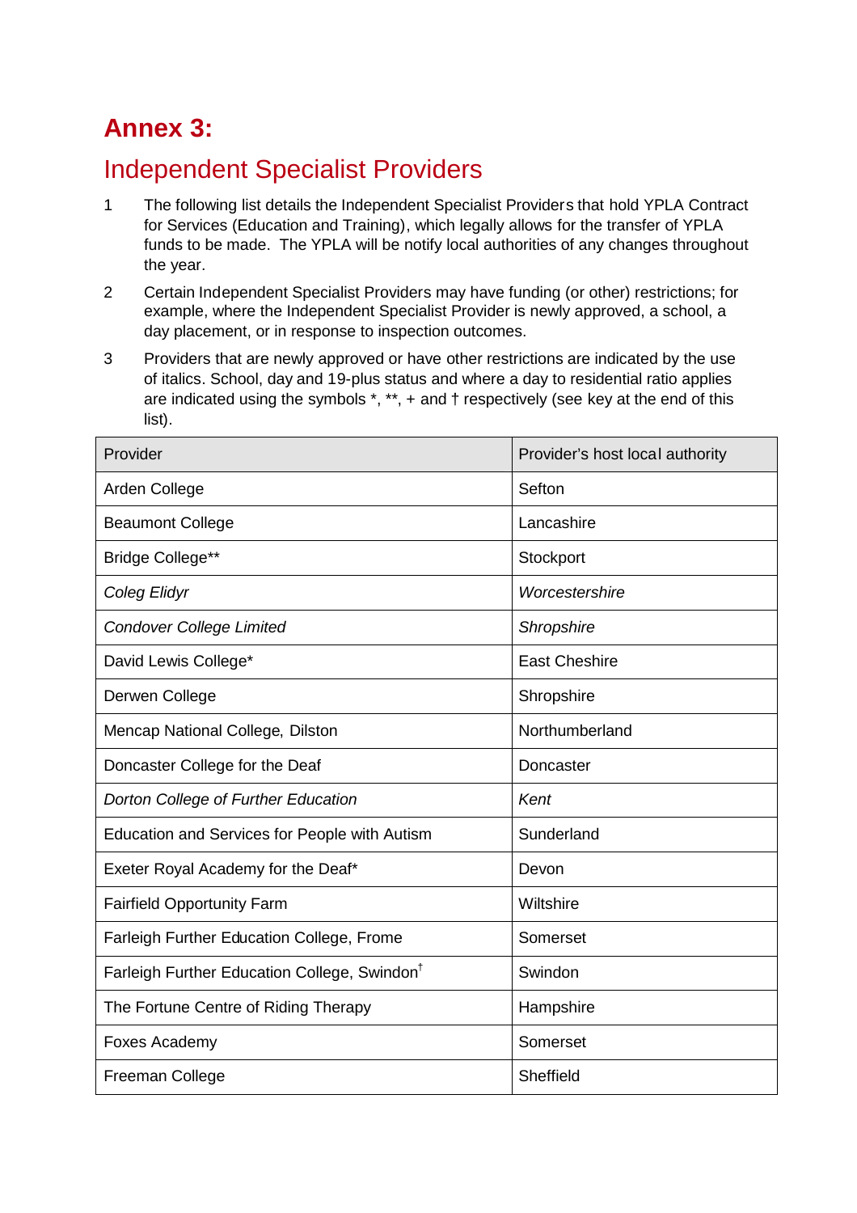# Annex 3:

## Independent Specialist Providers

1. The following list details the Independent Specialist Providers that hold YPLA Contract for Services (Education and Training), which legally allows for the transfer of YPLA funds to be made. The YPLA will be notify local authorities of any changes throughout the year.
2. Certain Independent Specialist Providers may have funding (or other) restrictions; for example, where the Independent Specialist Provider is newly approved, a school, a day placement, or in response to inspection outcomes.
3. Providers that are newly approved or have other restrictions are indicated by the use of italics. School, day and 19-plus status and where a day to residential ratio applies are indicated using the symbols *, **, + and † respectively (see key at the end of this list).

| Provider | Provider's host local authority |
|---|---|
| Arden College | Sefton |
| Beaumont College | Lancashire |
| Bridge College** | Stockport |
| *Coleg Elidyr* | *Worcestershire* |
| *Condover College Limited* | *Shropshire* |
| David Lewis College* | East Cheshire |
| Derwen College | Shropshire |
| Mencap National College, Dilston | Northumberland |
| Doncaster College for the Deaf | Doncaster |
| *Dorton College of Further Education* | *Kent* |
| Education and Services for People with Autism | Sunderland |
| Exeter Royal Academy for the Deaf* | Devon |
| Fairfield Opportunity Farm | Wiltshire |
| Farleigh Further Education College, Frome | Somerset |
| Farleigh Further Education College, Swindon† | Swindon |
| The Fortune Centre of Riding Therapy | Hampshire |
| Foxes Academy | Somerset |
| Freeman College | Sheffield |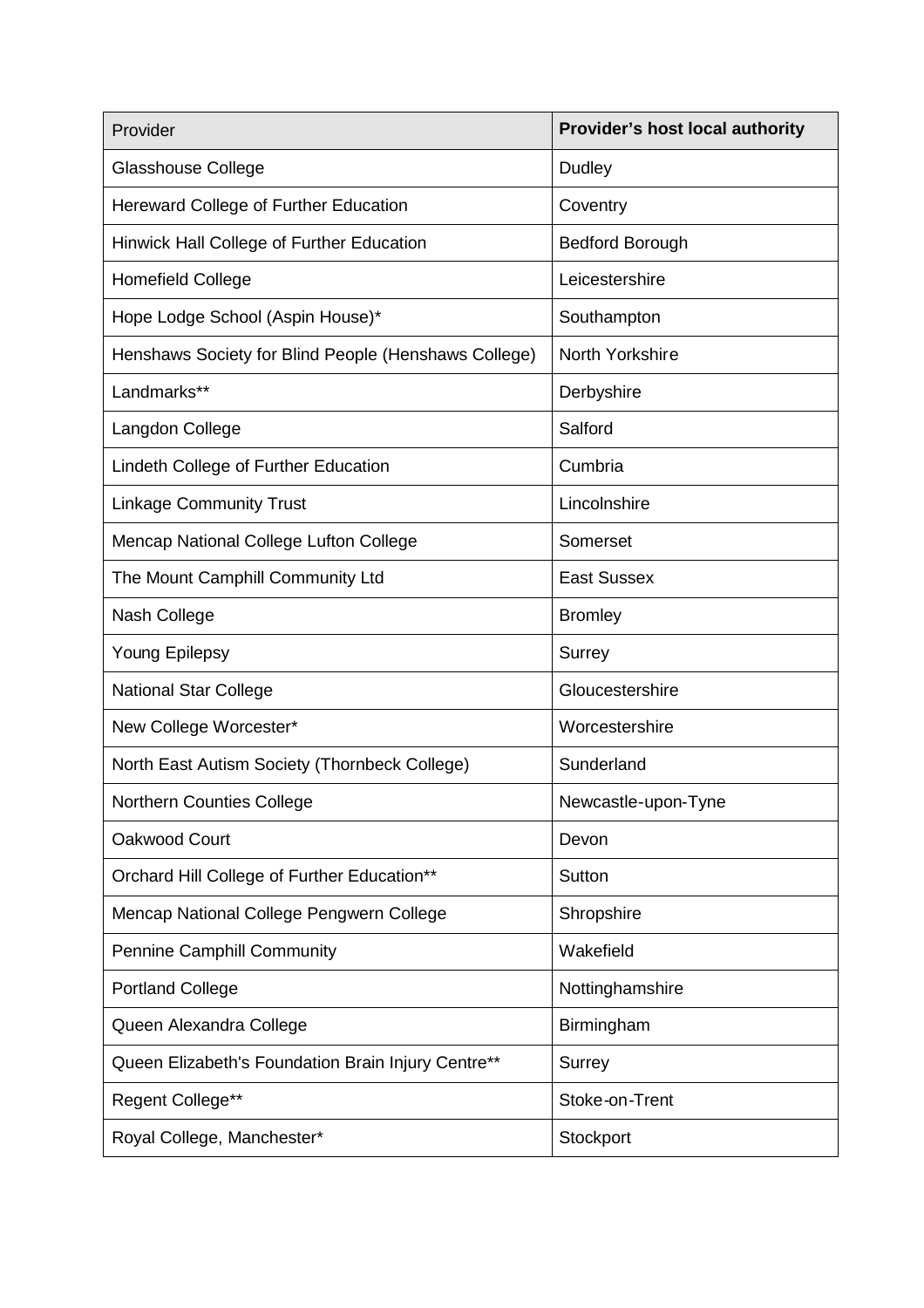| Provider | **Provider's host local authority** |
| --- | --- |
| Glasshouse College | Dudley |
| Hereward College of Further Education | Coventry |
| Hinwick Hall College of Further Education | Bedford Borough |
| Homefield College | Leicestershire |
| Hope Lodge School (Aspin House)* | Southampton |
| Henshaws Society for Blind People (Henshaws College) | North Yorkshire |
| Landmarks** | Derbyshire |
| Langdon College | Salford |
| Lindeth College of Further Education | Cumbria |
| Linkage Community Trust | Lincolnshire |
| Mencap National College Lufton College | Somerset |
| The Mount Camphill Community Ltd | East Sussex |
| Nash College | Bromley |
| Young Epilepsy | Surrey |
| National Star College | Gloucestershire |
| New College Worcester* | Worcestershire |
| North East Autism Society (Thornbeck College) | Sunderland |
| Northern Counties College | Newcastle-upon-Tyne |
| Oakwood Court | Devon |
| Orchard Hill College of Further Education** | Sutton |
| Mencap National College Pengwern College | Shropshire |
| Pennine Camphill Community | Wakefield |
| Portland College | Nottinghamshire |
| Queen Alexandra College | Birmingham |
| Queen Elizabeth's Foundation Brain Injury Centre** | Surrey |
| Regent College** | Stoke-on-Trent |
| Royal College, Manchester* | Stockport |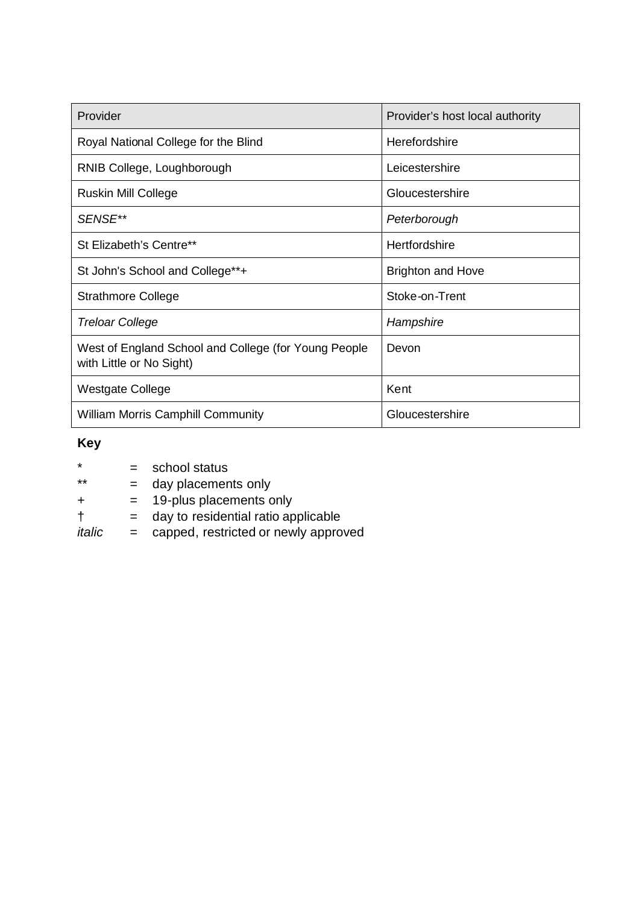| Provider | Provider's host local authority |
| --- | --- |
| Royal National College for the Blind | Herefordshire |
| RNIB College, Loughborough | Leicestershire |
| Ruskin Mill College | Gloucestershire |
| *SENSE*** | *Peterborough* |
| St Elizabeth's Centre** | Hertfordshire |
| St John's School and College**+ | Brighton and Hove |
| Strathmore College | Stoke-on-Trent |
| *Treloar College* | *Hampshire* |
| West of England School and College (for Young People with Little or No Sight) | Devon |
| Westgate College | Kent |
| William Morris Camphill Community | Gloucestershire |

**Key**

| | | |
| --- | --- | --- |
| * | = | school status |
| ** | = | day placements only |
| + | = | 19-plus placements only |
| † | = | day to residential ratio applicable |
| *italic* | = | capped, restricted or newly approved |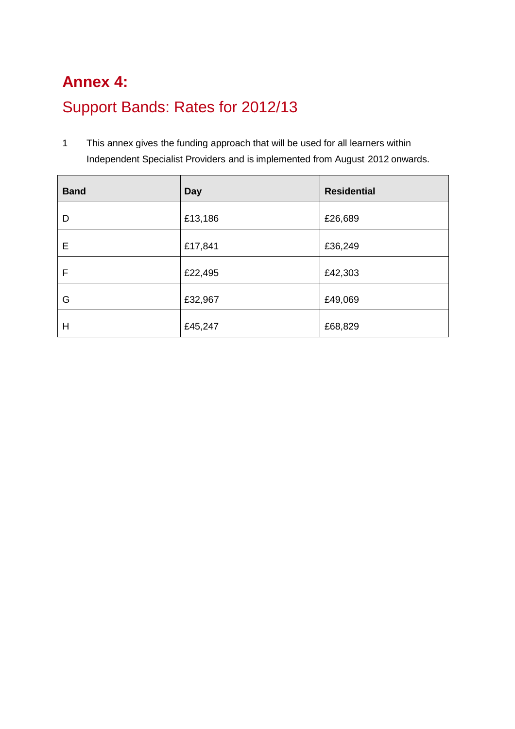# Annex 4:

## Support Bands: Rates for 2012/13

1 This annex gives the funding approach that will be used for all learners within Independent Specialist Providers and is implemented from August 2012 onwards.

| Band | Day | Residential |
| --- | --- | --- |
| D | £13,186 | £26,689 |
| E | £17,841 | £36,249 |
| F | £22,495 | £42,303 |
| G | £32,967 | £49,069 |
| H | £45,247 | £68,829 |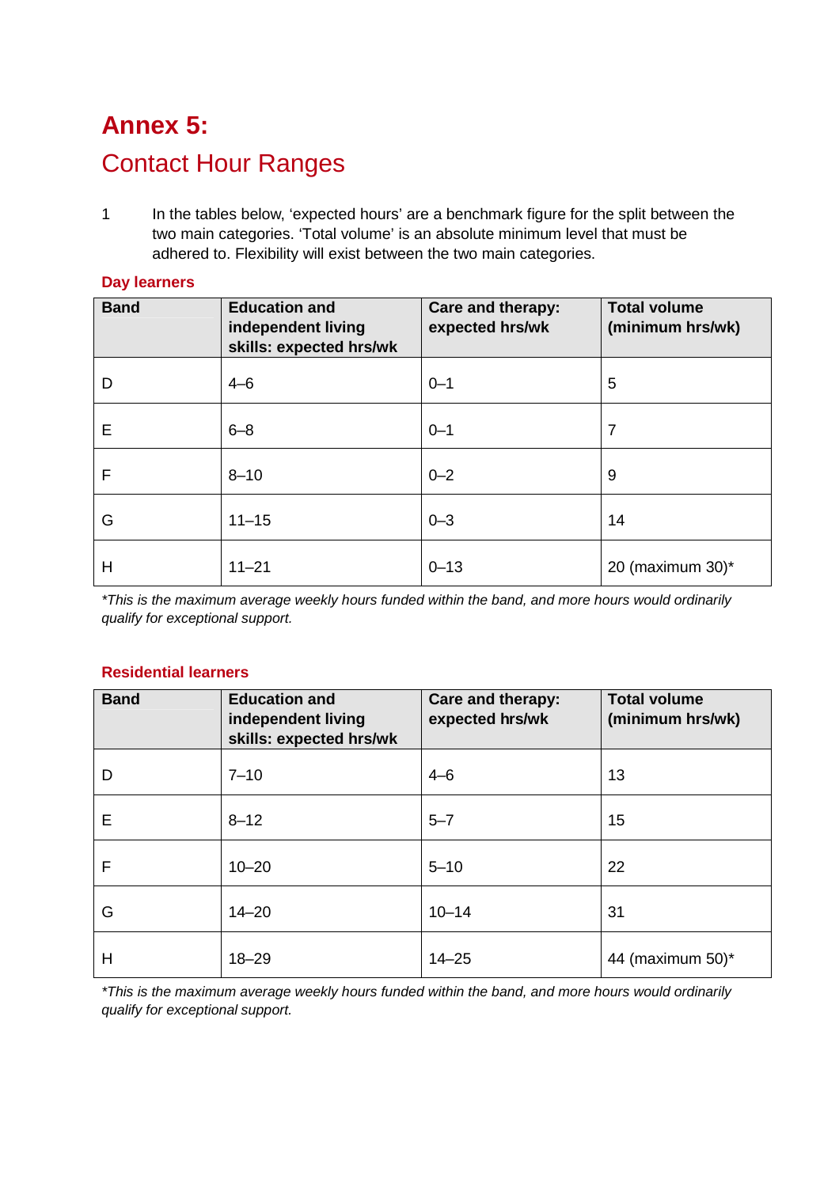# Annex 5:

## Contact Hour Ranges

1 In the tables below, 'expected hours' are a benchmark figure for the split between the two main categories. 'Total volume' is an absolute minimum level that must be adhered to. Flexibility will exist between the two main categories.

**Day learners**

| Band | Education and independent living skills: expected hrs/wk | Care and therapy: expected hrs/wk | Total volume (minimum hrs/wk) |
|---|---|---|---|
| D | 4–6 | 0–1 | 5 |
| E | 6–8 | 0–1 | 7 |
| F | 8–10 | 0–2 | 9 |
| G | 11–15 | 0–3 | 14 |
| H | 11–21 | 0–13 | 20 (maximum 30)* |

*\*This is the maximum average weekly hours funded within the band, and more hours would ordinarily qualify for exceptional support.*

**Residential learners**

| Band | Education and independent living skills: expected hrs/wk | Care and therapy: expected hrs/wk | Total volume (minimum hrs/wk) |
|---|---|---|---|
| D | 7–10 | 4–6 | 13 |
| E | 8–12 | 5–7 | 15 |
| F | 10–20 | 5–10 | 22 |
| G | 14–20 | 10–14 | 31 |
| H | 18–29 | 14–25 | 44 (maximum 50)* |

*\*This is the maximum average weekly hours funded within the band, and more hours would ordinarily qualify for exceptional support.*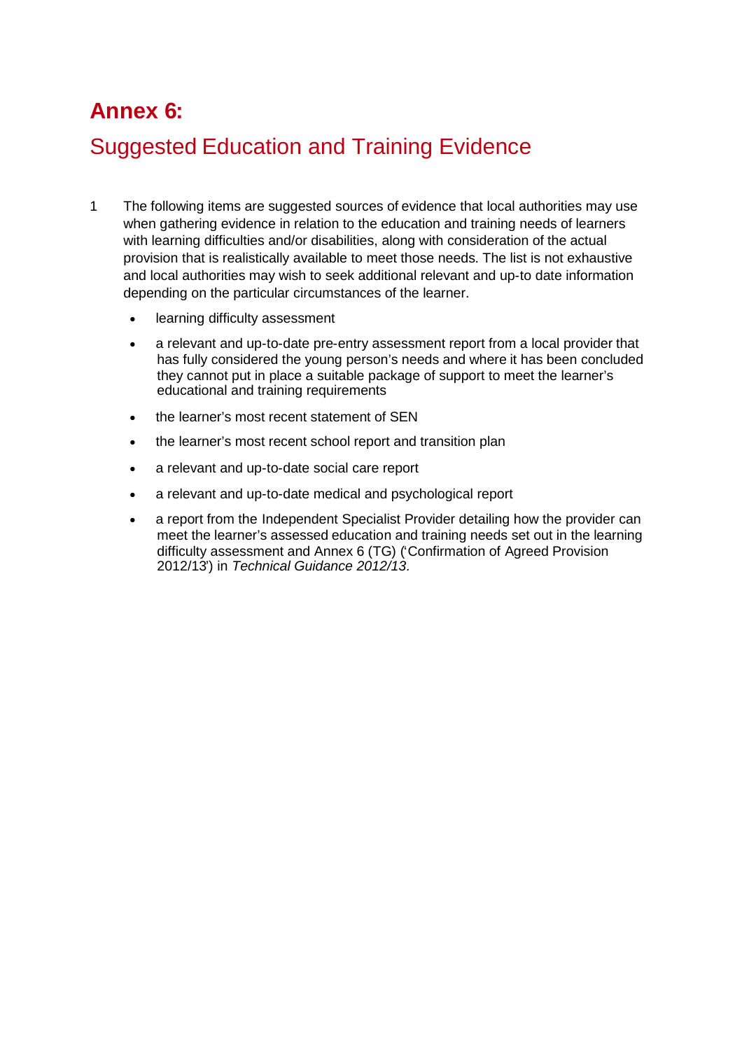# Annex 6:

## Suggested Education and Training Evidence

1 The following items are suggested sources of evidence that local authorities may use when gathering evidence in relation to the education and training needs of learners with learning difficulties and/or disabilities, along with consideration of the actual provision that is realistically available to meet those needs. The list is not exhaustive and local authorities may wish to seek additional relevant and up-to date information depending on the particular circumstances of the learner.

- learning difficulty assessment
- a relevant and up-to-date pre-entry assessment report from a local provider that has fully considered the young person's needs and where it has been concluded they cannot put in place a suitable package of support to meet the learner's educational and training requirements
- the learner's most recent statement of SEN
- the learner's most recent school report and transition plan
- a relevant and up-to-date social care report
- a relevant and up-to-date medical and psychological report
- a report from the Independent Specialist Provider detailing how the provider can meet the learner's assessed education and training needs set out in the learning difficulty assessment and Annex 6 (TG) ('Confirmation of Agreed Provision 2012/13') in *Technical Guidance 2012/13*.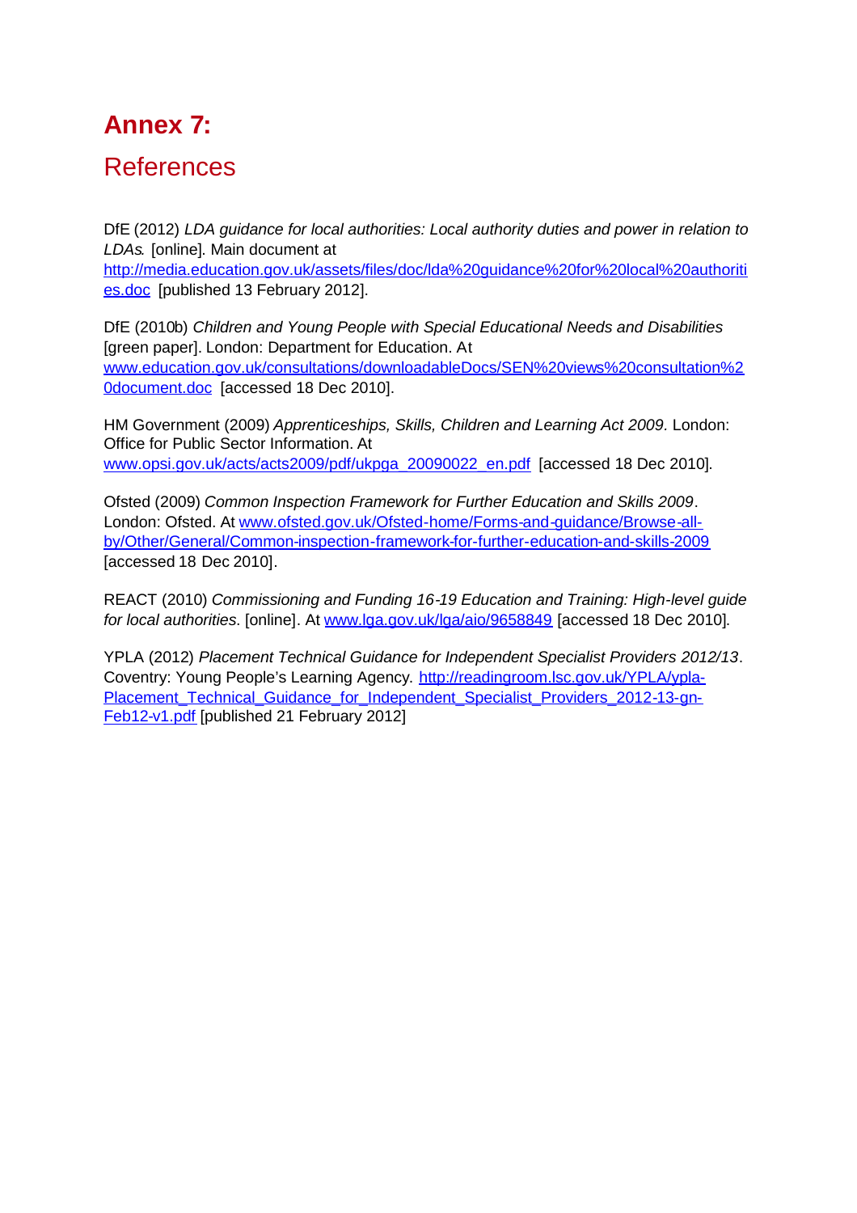# Annex 7:

## References

DfE (2012) *LDA guidance for local authorities: Local authority duties and power in relation to LDAs.* [online]. Main document at http://media.education.gov.uk/assets/files/doc/lda%20guidance%20for%20local%20authorities.doc [published 13 February 2012].

DfE (2010b) *Children and Young People with Special Educational Needs and Disabilities* [green paper]. London: Department for Education. At www.education.gov.uk/consultations/downloadableDocs/SEN%20views%20consultation%20document.doc [accessed 18 Dec 2010].

HM Government (2009) *Apprenticeships, Skills, Children and Learning Act 2009*. London: Office for Public Sector Information. At www.opsi.gov.uk/acts/acts2009/pdf/ukpga_20090022_en.pdf [accessed 18 Dec 2010].

Ofsted (2009) *Common Inspection Framework for Further Education and Skills 2009*. London: Ofsted. At www.ofsted.gov.uk/Ofsted-home/Forms-and-guidance/Browse-all-by/Other/General/Common-inspection-framework-for-further-education-and-skills-2009 [accessed 18 Dec 2010].

REACT (2010) *Commissioning and Funding 16-19 Education and Training: High-level guide for local authorities*. [online]. At www.lga.gov.uk/lga/aio/9658849 [accessed 18 Dec 2010].

YPLA (2012) *Placement Technical Guidance for Independent Specialist Providers 2012/13*. Coventry: Young People's Learning Agency. http://readingroom.lsc.gov.uk/YPLA/ypla-Placement_Technical_Guidance_for_Independent_Specialist_Providers_2012-13-gn-Feb12-v1.pdf [published 21 February 2012]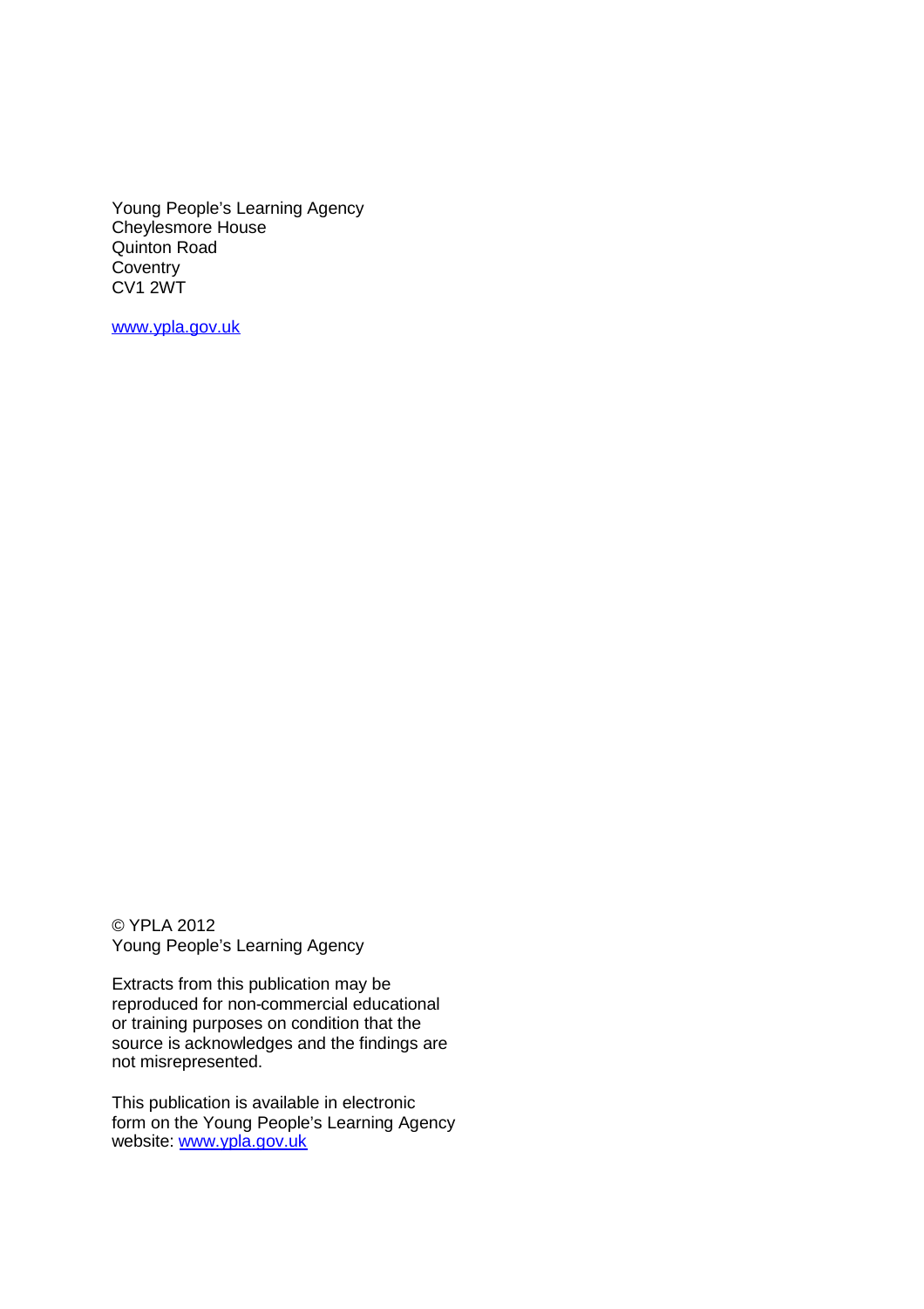Young People's Learning Agency
Cheylesmore House
Quinton Road
Coventry
CV1 2WT

www.ypla.gov.uk

© YPLA 2012
Young People's Learning Agency

Extracts from this publication may be reproduced for non-commercial educational or training purposes on condition that the source is acknowledges and the findings are not misrepresented.

This publication is available in electronic form on the Young People's Learning Agency website: www.ypla.gov.uk